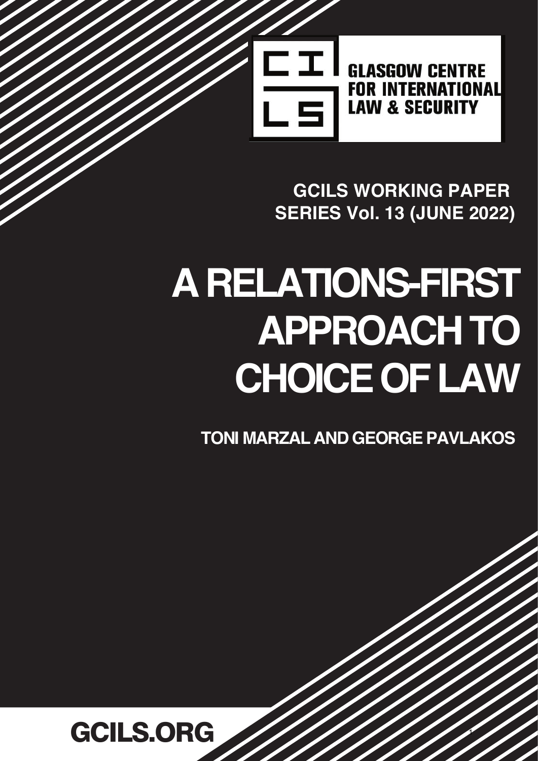GLASGOW CENTRE FOR INTERNATIONAL LAW & SECURITY

**GCILS WORKING PAPER SERIES Vol. 13 (JUNE 2022)**

# A RELATIONS-FIRST APPROACH TO CHOICE OF LAW

**TONI MARZAL AND GEORGE PAVLAKOS**

**GCILS.ORG**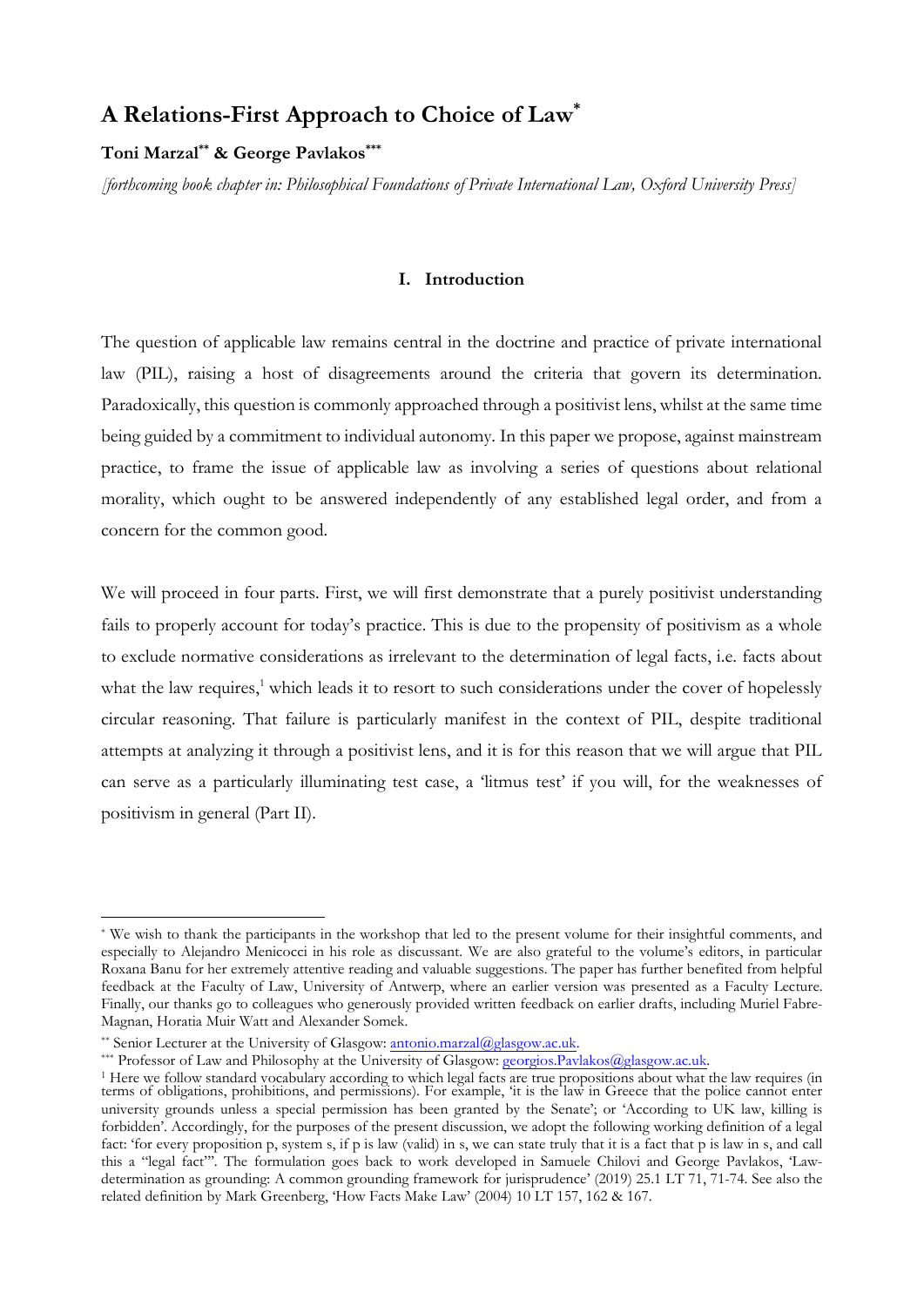# A Relations-First Approach to Choice of Law*

**Toni Marzal** ** **& George Pavlakos*****

*[forthcoming book chapter in: Philosophical Foundations of Private International Law, Oxford University Press]*

## I. Introduction

The question of applicable law remains central in the doctrine and practice of private international law (PIL), raising a host of disagreements around the criteria that govern its determination. Paradoxically, this question is commonly approached through a positivist lens, whilst at the same time being guided by a commitment to individual autonomy. In this paper we propose, against mainstream practice, to frame the issue of applicable law as involving a series of questions about relational morality, which ought to be answered independently of any established legal order, and from a concern for the common good.

We will proceed in four parts. First, we will first demonstrate that a purely positivist understanding fails to properly account for today's practice. This is due to the propensity of positivism as a whole to exclude normative considerations as irrelevant to the determination of legal facts, i.e. facts about what the law requires,[1] which leads it to resort to such considerations under the cover of hopelessly circular reasoning. That failure is particularly manifest in the context of PIL, despite traditional attempts at analyzing it through a positivist lens, and it is for this reason that we will argue that PIL can serve as a particularly illuminating test case, a 'litmus test' if you will, for the weaknesses of positivism in general (Part II).

---

\* We wish to thank the participants in the workshop that led to the present volume for their insightful comments, and especially to Alejandro Menicocci in his role as discussant. We are also grateful to the volume's editors, in particular Roxana Banu for her extremely attentive reading and valuable suggestions. The paper has further benefited from helpful feedback at the Faculty of Law, University of Antwerp, where an earlier version was presented as a Faculty Lecture. Finally, our thanks go to colleagues who generously provided written feedback on earlier drafts, including Muriel Fabre-Magnan, Horatia Muir Watt and Alexander Somek.

\*\* Senior Lecturer at the University of Glasgow: antonio.marzal@glasgow.ac.uk.

\*\*\* Professor of Law and Philosophy at the University of Glasgow: georgios.Pavlakos@glasgow.ac.uk.

[1] Here we follow standard vocabulary according to which legal facts are true propositions about what the law requires (in terms of obligations, prohibitions, and permissions). For example, 'it is the law in Greece that the police cannot enter university grounds unless a special permission has been granted by the Senate'; or 'According to UK law, killing is forbidden'. Accordingly, for the purposes of the present discussion, we adopt the following working definition of a legal fact: 'for every proposition p, system s, if p is law (valid) in s, we can state truly that it is a fact that p is law in s, and call this a "legal fact"'. The formulation goes back to work developed in Samuele Chilovi and George Pavlakos, 'Law-determination as grounding: A common grounding framework for jurisprudence' (2019) 25.1 LT 71, 71-74. See also the related definition by Mark Greenberg, 'How Facts Make Law' (2004) 10 LT 157, 162 & 167.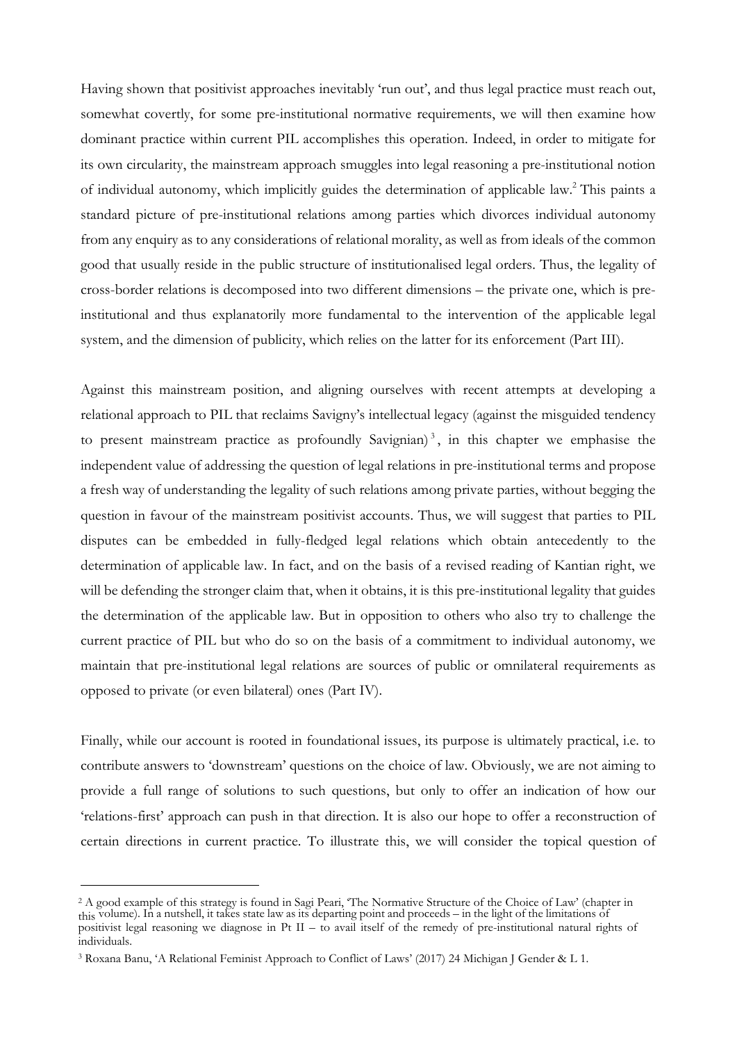Having shown that positivist approaches inevitably 'run out', and thus legal practice must reach out, somewhat covertly, for some pre-institutional normative requirements, we will then examine how dominant practice within current PIL accomplishes this operation. Indeed, in order to mitigate for its own circularity, the mainstream approach smuggles into legal reasoning a pre-institutional notion of individual autonomy, which implicitly guides the determination of applicable law.[2] This paints a standard picture of pre-institutional relations among parties which divorces individual autonomy from any enquiry as to any considerations of relational morality, as well as from ideals of the common good that usually reside in the public structure of institutionalised legal orders. Thus, the legality of cross-border relations is decomposed into two different dimensions – the private one, which is pre-institutional and thus explanatorily more fundamental to the intervention of the applicable legal system, and the dimension of publicity, which relies on the latter for its enforcement (Part III).

Against this mainstream position, and aligning ourselves with recent attempts at developing a relational approach to PIL that reclaims Savigny's intellectual legacy (against the misguided tendency to present mainstream practice as profoundly Savignian)[3], in this chapter we emphasise the independent value of addressing the question of legal relations in pre-institutional terms and propose a fresh way of understanding the legality of such relations among private parties, without begging the question in favour of the mainstream positivist accounts. Thus, we will suggest that parties to PIL disputes can be embedded in fully-fledged legal relations which obtain antecedently to the determination of applicable law. In fact, and on the basis of a revised reading of Kantian right, we will be defending the stronger claim that, when it obtains, it is this pre-institutional legality that guides the determination of the applicable law. But in opposition to others who also try to challenge the current practice of PIL but who do so on the basis of a commitment to individual autonomy, we maintain that pre-institutional legal relations are sources of public or omnilateral requirements as opposed to private (or even bilateral) ones (Part IV).

Finally, while our account is rooted in foundational issues, its purpose is ultimately practical, i.e. to contribute answers to 'downstream' questions on the choice of law. Obviously, we are not aiming to provide a full range of solutions to such questions, but only to offer an indication of how our 'relations-first' approach can push in that direction. It is also our hope to offer a reconstruction of certain directions in current practice. To illustrate this, we will consider the topical question of

---

[2] A good example of this strategy is found in Sagi Peari, 'The Normative Structure of the Choice of Law' (chapter in this volume). In a nutshell, it takes state law as its departing point and proceeds – in the light of the limitations of positivist legal reasoning we diagnose in Pt II – to avail itself of the remedy of pre-institutional natural rights of individuals.

[3] Roxana Banu, 'A Relational Feminist Approach to Conflict of Laws' (2017) 24 Michigan J Gender & L 1.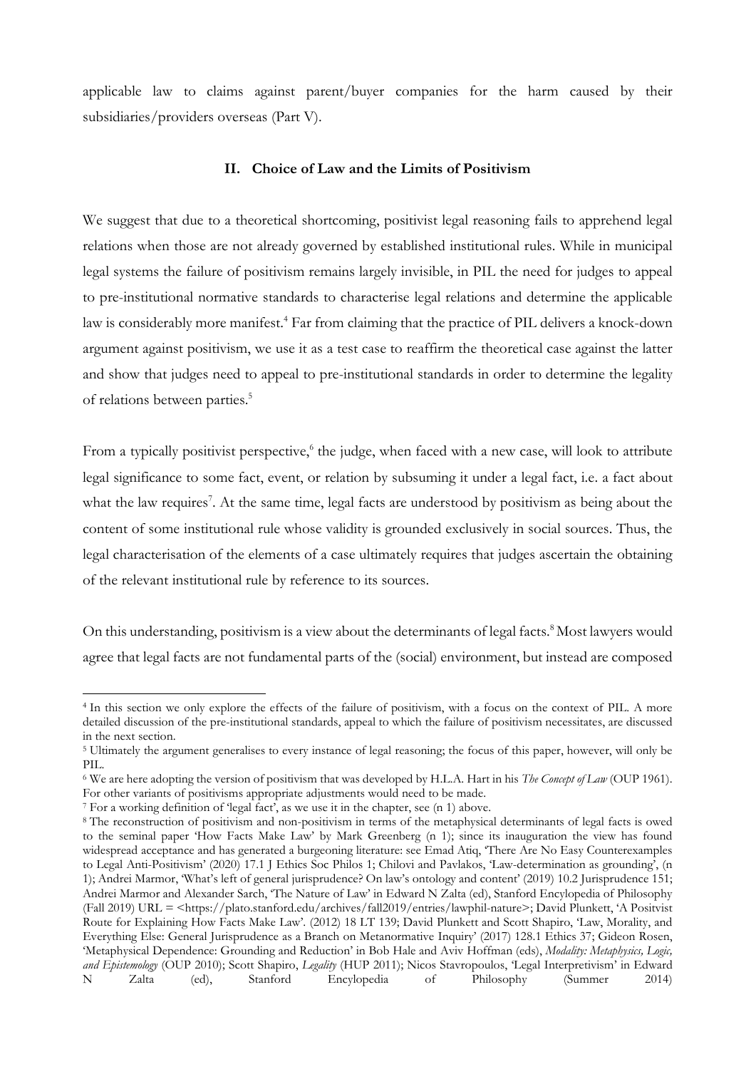applicable law to claims against parent/buyer companies for the harm caused by their subsidiaries/providers overseas (Part V).

## II. Choice of Law and the Limits of Positivism

We suggest that due to a theoretical shortcoming, positivist legal reasoning fails to apprehend legal relations when those are not already governed by established institutional rules. While in municipal legal systems the failure of positivism remains largely invisible, in PIL the need for judges to appeal to pre-institutional normative standards to characterise legal relations and determine the applicable law is considerably more manifest.[4] Far from claiming that the practice of PIL delivers a knock-down argument against positivism, we use it as a test case to reaffirm the theoretical case against the latter and show that judges need to appeal to pre-institutional standards in order to determine the legality of relations between parties.[5]

From a typically positivist perspective,[6] the judge, when faced with a new case, will look to attribute legal significance to some fact, event, or relation by subsuming it under a legal fact, i.e. a fact about what the law requires[7]. At the same time, legal facts are understood by positivism as being about the content of some institutional rule whose validity is grounded exclusively in social sources. Thus, the legal characterisation of the elements of a case ultimately requires that judges ascertain the obtaining of the relevant institutional rule by reference to its sources.

On this understanding, positivism is a view about the determinants of legal facts.[8] Most lawyers would agree that legal facts are not fundamental parts of the (social) environment, but instead are composed

[4] In this section we only explore the effects of the failure of positivism, with a focus on the context of PIL. A more detailed discussion of the pre-institutional standards, appeal to which the failure of positivism necessitates, are discussed in the next section.

[5] Ultimately the argument generalises to every instance of legal reasoning; the focus of this paper, however, will only be PIL.

[6] We are here adopting the version of positivism that was developed by H.L.A. Hart in his *The Concept of Law* (OUP 1961). For other variants of positivisms appropriate adjustments would need to be made.

[7] For a working definition of 'legal fact', as we use it in the chapter, see (n 1) above.

[8] The reconstruction of positivism and non-positivism in terms of the metaphysical determinants of legal facts is owed to the seminal paper 'How Facts Make Law' by Mark Greenberg (n 1); since its inauguration the view has found widespread acceptance and has generated a burgeoning literature: see Emad Atiq, 'There Are No Easy Counterexamples to Legal Anti-Positivism' (2020) 17.1 J Ethics Soc Philos 1; Chilovi and Pavlakos, 'Law-determination as grounding', (n 1); Andrei Marmor, 'What's left of general jurisprudence? On law's ontology and content' (2019) 10.2 Jurisprudence 151; Andrei Marmor and Alexander Sarch, 'The Nature of Law' in Edward N Zalta (ed), Stanford Encylopedia of Philosophy (Fall 2019) URL = <https://plato.stanford.edu/archives/fall2019/entries/lawphil-nature>; David Plunkett, 'A Positvist Route for Explaining How Facts Make Law'. (2012) 18 LT 139; David Plunkett and Scott Shapiro, 'Law, Morality, and Everything Else: General Jurisprudence as a Branch on Metanormative Inquiry' (2017) 128.1 Ethics 37; Gideon Rosen, 'Metaphysical Dependence: Grounding and Reduction' in Bob Hale and Aviv Hoffman (eds), *Modality: Metaphysics, Logic, and Epistemology* (OUP 2010); Scott Shapiro, *Legality* (HUP 2011); Nicos Stavropoulos, 'Legal Interpretivism' in Edward N Zalta (ed), Stanford Encylopedia of Philosophy (Summer 2014)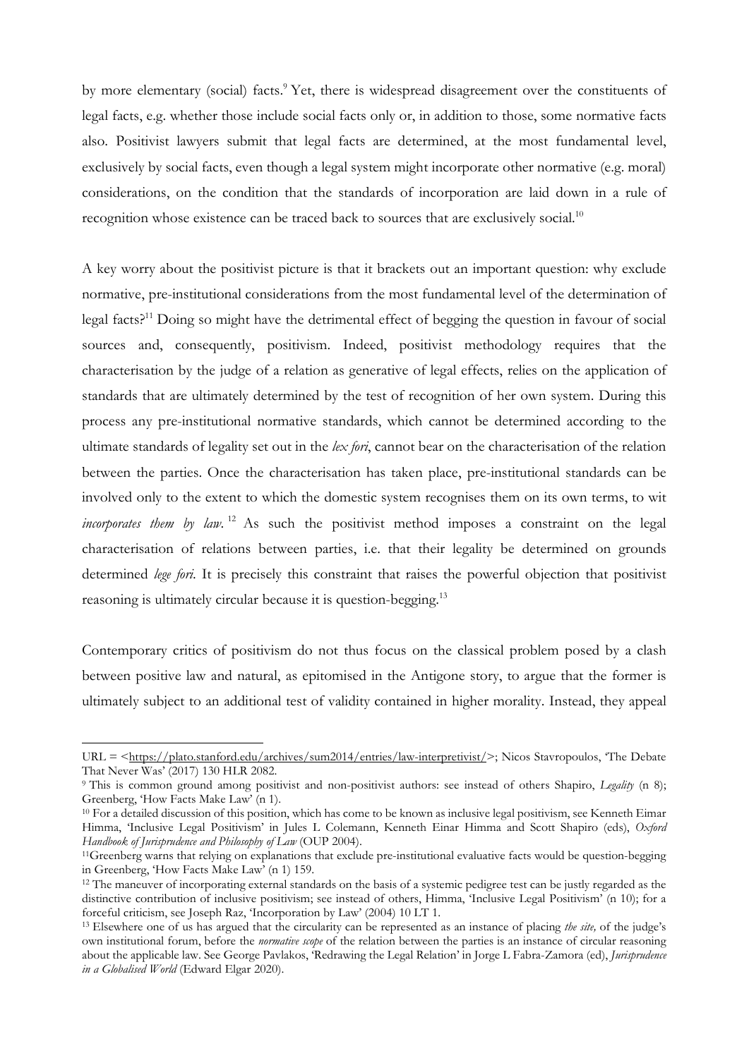by more elementary (social) facts.[9] Yet, there is widespread disagreement over the constituents of legal facts, e.g. whether those include social facts only or, in addition to those, some normative facts also. Positivist lawyers submit that legal facts are determined, at the most fundamental level, exclusively by social facts, even though a legal system might incorporate other normative (e.g. moral) considerations, on the condition that the standards of incorporation are laid down in a rule of recognition whose existence can be traced back to sources that are exclusively social.[10]

A key worry about the positivist picture is that it brackets out an important question: why exclude normative, pre-institutional considerations from the most fundamental level of the determination of legal facts?[11] Doing so might have the detrimental effect of begging the question in favour of social sources and, consequently, positivism. Indeed, positivist methodology requires that the characterisation by the judge of a relation as generative of legal effects, relies on the application of standards that are ultimately determined by the test of recognition of her own system. During this process any pre-institutional normative standards, which cannot be determined according to the ultimate standards of legality set out in the *lex fori*, cannot bear on the characterisation of the relation between the parties. Once the characterisation has taken place, pre-institutional standards can be involved only to the extent to which the domestic system recognises them on its own terms, to wit *incorporates them by law*.[12] As such the positivist method imposes a constraint on the legal characterisation of relations between parties, i.e. that their legality be determined on grounds determined *lege fori*. It is precisely this constraint that raises the powerful objection that positivist reasoning is ultimately circular because it is question-begging.[13]

Contemporary critics of positivism do not thus focus on the classical problem posed by a clash between positive law and natural, as epitomised in the Antigone story, to argue that the former is ultimately subject to an additional test of validity contained in higher morality. Instead, they appeal

---

URL = <https://plato.stanford.edu/archives/sum2014/entries/law-interpretivist/>; Nicos Stavropoulos, 'The Debate That Never Was' (2017) 130 HLR 2082.

[9] This is common ground among positivist and non-positivist authors: see instead of others Shapiro, *Legality* (n 8); Greenberg, 'How Facts Make Law' (n 1).

[10] For a detailed discussion of this position, which has come to be known as inclusive legal positivism, see Kenneth Eimar Himma, 'Inclusive Legal Positivism' in Jules L Colemann, Kenneth Einar Himma and Scott Shapiro (eds), *Oxford Handbook of Jurisprudence and Philosophy of Law* (OUP 2004).

[11] Greenberg warns that relying on explanations that exclude pre-institutional evaluative facts would be question-begging in Greenberg, 'How Facts Make Law' (n 1) 159.

[12] The maneuver of incorporating external standards on the basis of a systemic pedigree test can be justly regarded as the distinctive contribution of inclusive positivism; see instead of others, Himma, 'Inclusive Legal Positivism' (n 10); for a forceful criticism, see Joseph Raz, 'Incorporation by Law' (2004) 10 LT 1.

[13] Elsewhere one of us has argued that the circularity can be represented as an instance of placing *the site,* of the judge's own institutional forum, before the *normative scope* of the relation between the parties is an instance of circular reasoning about the applicable law. See George Pavlakos, 'Redrawing the Legal Relation' in Jorge L Fabra-Zamora (ed), *Jurisprudence in a Globalised World* (Edward Elgar 2020).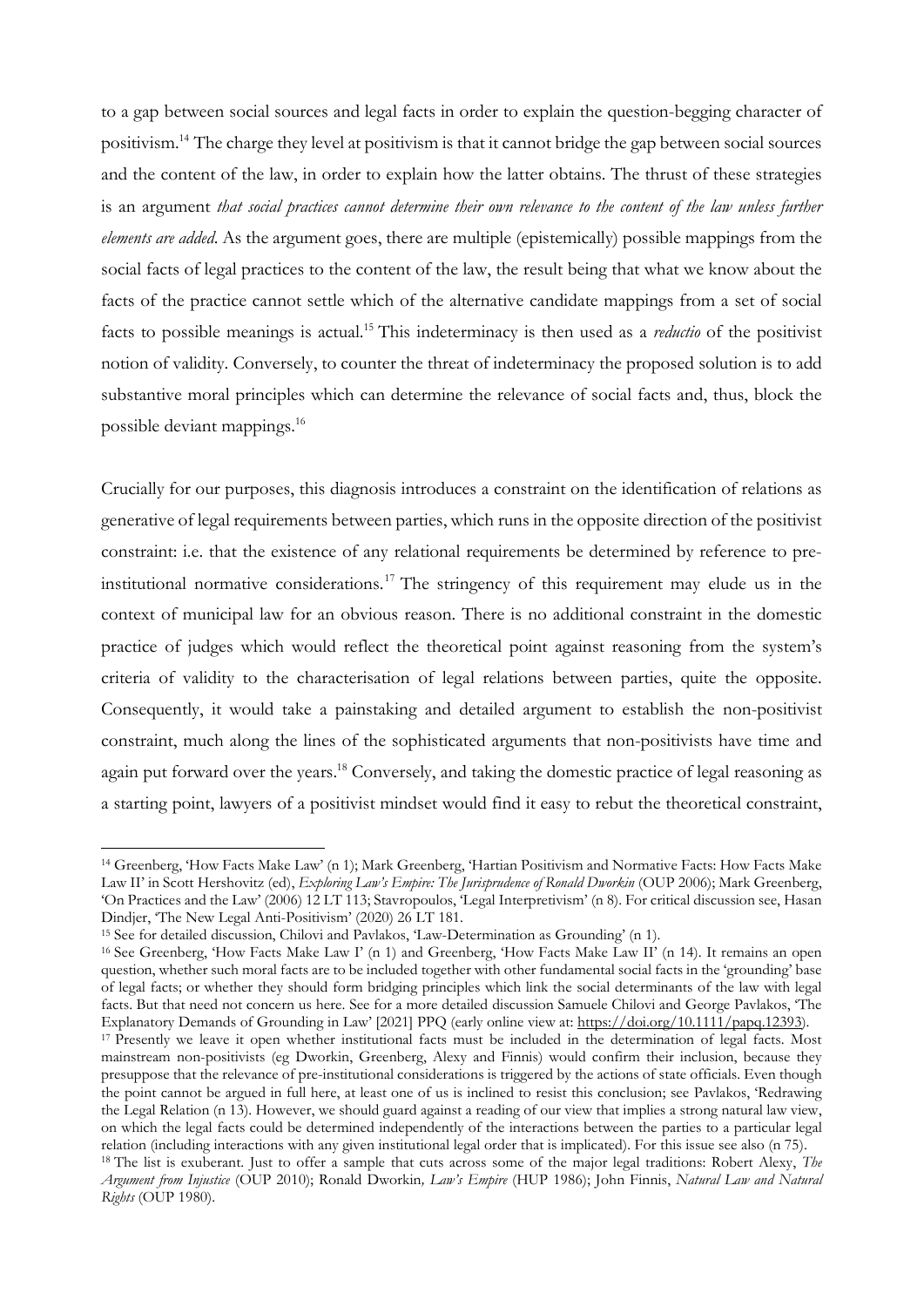to a gap between social sources and legal facts in order to explain the question-begging character of positivism.[14] The charge they level at positivism is that it cannot bridge the gap between social sources and the content of the law, in order to explain how the latter obtains. The thrust of these strategies is an argument *that social practices cannot determine their own relevance to the content of the law unless further elements are added*. As the argument goes, there are multiple (epistemically) possible mappings from the social facts of legal practices to the content of the law, the result being that what we know about the facts of the practice cannot settle which of the alternative candidate mappings from a set of social facts to possible meanings is actual.[15] This indeterminacy is then used as a *reductio* of the positivist notion of validity. Conversely, to counter the threat of indeterminacy the proposed solution is to add substantive moral principles which can determine the relevance of social facts and, thus, block the possible deviant mappings.[16]

Crucially for our purposes, this diagnosis introduces a constraint on the identification of relations as generative of legal requirements between parties, which runs in the opposite direction of the positivist constraint: i.e. that the existence of any relational requirements be determined by reference to pre-institutional normative considerations.[17] The stringency of this requirement may elude us in the context of municipal law for an obvious reason. There is no additional constraint in the domestic practice of judges which would reflect the theoretical point against reasoning from the system's criteria of validity to the characterisation of legal relations between parties, quite the opposite. Consequently, it would take a painstaking and detailed argument to establish the non-positivist constraint, much along the lines of the sophisticated arguments that non-positivists have time and again put forward over the years.[18] Conversely, and taking the domestic practice of legal reasoning as a starting point, lawyers of a positivist mindset would find it easy to rebut the theoretical constraint,

---

[14] Greenberg, 'How Facts Make Law' (n 1); Mark Greenberg, 'Hartian Positivism and Normative Facts: How Facts Make Law II' in Scott Hershovitz (ed), *Exploring Law's Empire: The Jurisprudence of Ronald Dworkin* (OUP 2006); Mark Greenberg, 'On Practices and the Law' (2006) 12 LT 113; Stavropoulos, 'Legal Interpretivism' (n 8). For critical discussion see, Hasan Dindjer, 'The New Legal Anti-Positivism' (2020) 26 LT 181.

[15] See for detailed discussion, Chilovi and Pavlakos, 'Law-Determination as Grounding' (n 1).

[16] See Greenberg, 'How Facts Make Law I' (n 1) and Greenberg, 'How Facts Make Law II' (n 14). It remains an open question, whether such moral facts are to be included together with other fundamental social facts in the 'grounding' base of legal facts; or whether they should form bridging principles which link the social determinants of the law with legal facts. But that need not concern us here. See for a more detailed discussion Samuele Chilovi and George Pavlakos, 'The Explanatory Demands of Grounding in Law' [2021] PPQ (early online view at: https://doi.org/10.1111/papq.12393).

[17] Presently we leave it open whether institutional facts must be included in the determination of legal facts. Most mainstream non-positivists (eg Dworkin, Greenberg, Alexy and Finnis) would confirm their inclusion, because they presuppose that the relevance of pre-institutional considerations is triggered by the actions of state officials. Even though the point cannot be argued in full here, at least one of us is inclined to resist this conclusion; see Pavlakos, 'Redrawing the Legal Relation (n 13). However, we should guard against a reading of our view that implies a strong natural law view, on which the legal facts could be determined independently of the interactions between the parties to a particular legal relation (including interactions with any given institutional legal order that is implicated). For this issue see also (n 75).

[18] The list is exuberant. Just to offer a sample that cuts across some of the major legal traditions: Robert Alexy, *The Argument from Injustice* (OUP 2010); Ronald Dworkin*, Law's Empire* (HUP 1986); John Finnis, *Natural Law and Natural Rights* (OUP 1980).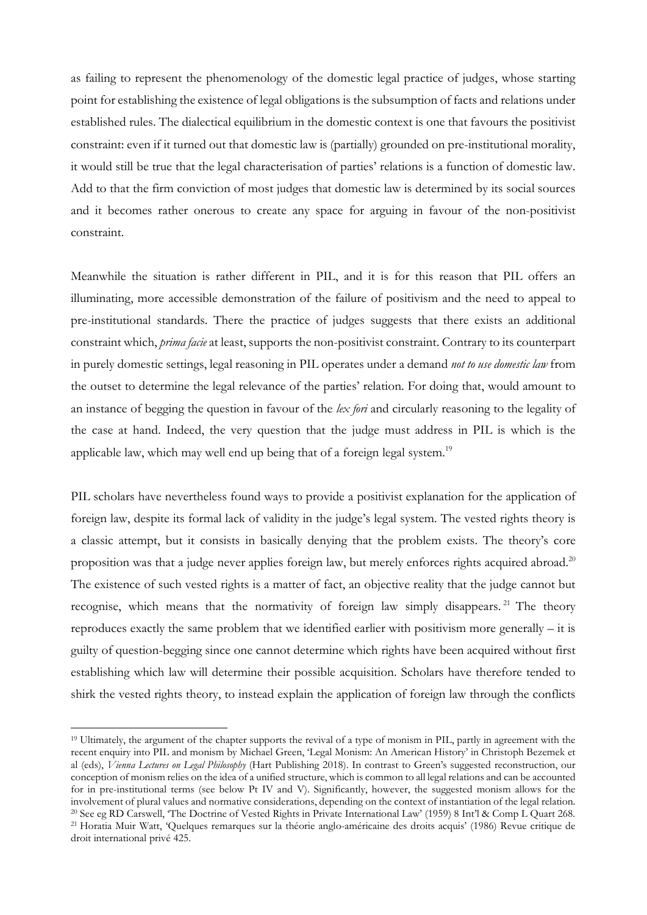as failing to represent the phenomenology of the domestic legal practice of judges, whose starting point for establishing the existence of legal obligations is the subsumption of facts and relations under established rules. The dialectical equilibrium in the domestic context is one that favours the positivist constraint: even if it turned out that domestic law is (partially) grounded on pre-institutional morality, it would still be true that the legal characterisation of parties' relations is a function of domestic law. Add to that the firm conviction of most judges that domestic law is determined by its social sources and it becomes rather onerous to create any space for arguing in favour of the non-positivist constraint.

Meanwhile the situation is rather different in PIL, and it is for this reason that PIL offers an illuminating, more accessible demonstration of the failure of positivism and the need to appeal to pre-institutional standards. There the practice of judges suggests that there exists an additional constraint which, *prima facie* at least, supports the non-positivist constraint. Contrary to its counterpart in purely domestic settings, legal reasoning in PIL operates under a demand *not to use domestic law* from the outset to determine the legal relevance of the parties' relation. For doing that, would amount to an instance of begging the question in favour of the *lex fori* and circularly reasoning to the legality of the case at hand. Indeed, the very question that the judge must address in PIL is which is the applicable law, which may well end up being that of a foreign legal system.[19]

PIL scholars have nevertheless found ways to provide a positivist explanation for the application of foreign law, despite its formal lack of validity in the judge's legal system. The vested rights theory is a classic attempt, but it consists in basically denying that the problem exists. The theory's core proposition was that a judge never applies foreign law, but merely enforces rights acquired abroad.[20] The existence of such vested rights is a matter of fact, an objective reality that the judge cannot but recognise, which means that the normativity of foreign law simply disappears.[21] The theory reproduces exactly the same problem that we identified earlier with positivism more generally – it is guilty of question-begging since one cannot determine which rights have been acquired without first establishing which law will determine their possible acquisition. Scholars have therefore tended to shirk the vested rights theory, to instead explain the application of foreign law through the conflicts

---

[19] Ultimately, the argument of the chapter supports the revival of a type of monism in PIL, partly in agreement with the recent enquiry into PIL and monism by Michael Green, 'Legal Monism: An American History' in Christoph Bezemek et al (eds), *Vienna Lectures on Legal Philosophy* (Hart Publishing 2018). In contrast to Green's suggested reconstruction, our conception of monism relies on the idea of a unified structure, which is common to all legal relations and can be accounted for in pre-institutional terms (see below Pt IV and V). Significantly, however, the suggested monism allows for the involvement of plural values and normative considerations, depending on the context of instantiation of the legal relation.

[20] See eg RD Carswell, 'The Doctrine of Vested Rights in Private International Law' (1959) 8 Int'l & Comp L Quart 268.

[21] Horatia Muir Watt, 'Quelques remarques sur la théorie anglo-américaine des droits acquis' (1986) Revue critique de droit international privé 425.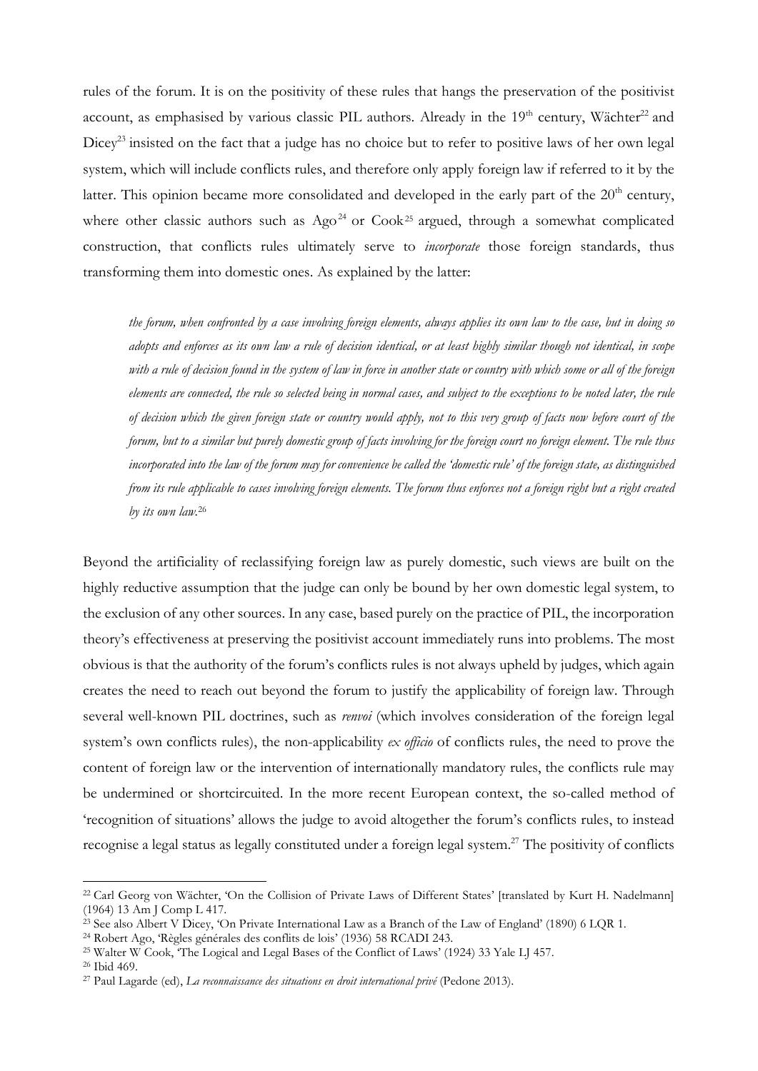rules of the forum. It is on the positivity of these rules that hangs the preservation of the positivist account, as emphasised by various classic PIL authors. Already in the 19th century, Wächter[22] and Dicey[23] insisted on the fact that a judge has no choice but to refer to positive laws of her own legal system, which will include conflicts rules, and therefore only apply foreign law if referred to it by the latter. This opinion became more consolidated and developed in the early part of the 20th century, where other classic authors such as Ago[24] or Cook[25] argued, through a somewhat complicated construction, that conflicts rules ultimately serve to *incorporate* those foreign standards, thus transforming them into domestic ones. As explained by the latter:

> *the forum, when confronted by a case involving foreign elements, always applies its own law to the case, but in doing so adopts and enforces as its own law a rule of decision identical, or at least highly similar though not identical, in scope with a rule of decision found in the system of law in force in another state or country with which some or all of the foreign elements are connected, the rule so selected being in normal cases, and subject to the exceptions to be noted later, the rule of decision which the given foreign state or country would apply, not to this very group of facts now before court of the forum, but to a similar but purely domestic group of facts involving for the foreign court no foreign element. The rule thus incorporated into the law of the forum may for convenience be called the 'domestic rule' of the foreign state, as distinguished from its rule applicable to cases involving foreign elements. The forum thus enforces not a foreign right but a right created by its own law.*[26]

Beyond the artificiality of reclassifying foreign law as purely domestic, such views are built on the highly reductive assumption that the judge can only be bound by her own domestic legal system, to the exclusion of any other sources. In any case, based purely on the practice of PIL, the incorporation theory's effectiveness at preserving the positivist account immediately runs into problems. The most obvious is that the authority of the forum's conflicts rules is not always upheld by judges, which again creates the need to reach out beyond the forum to justify the applicability of foreign law. Through several well-known PIL doctrines, such as *renvoi* (which involves consideration of the foreign legal system's own conflicts rules), the non-applicability *ex officio* of conflicts rules, the need to prove the content of foreign law or the intervention of internationally mandatory rules, the conflicts rule may be undermined or shortcircuited. In the more recent European context, the so-called method of 'recognition of situations' allows the judge to avoid altogether the forum's conflicts rules, to instead recognise a legal status as legally constituted under a foreign legal system.[27] The positivity of conflicts

---

[22] Carl Georg von Wächter, 'On the Collision of Private Laws of Different States' [translated by Kurt H. Nadelmann] (1964) 13 Am J Comp L 417.

[23] See also Albert V Dicey, 'On Private International Law as a Branch of the Law of England' (1890) 6 LQR 1.

[24] Robert Ago, 'Règles générales des conflits de lois' (1936) 58 RCADI 243.

[25] Walter W Cook, 'The Logical and Legal Bases of the Conflict of Laws' (1924) 33 Yale LJ 457.

[26] Ibid 469.

[27] Paul Lagarde (ed), *La reconnaissance des situations en droit international privé* (Pedone 2013).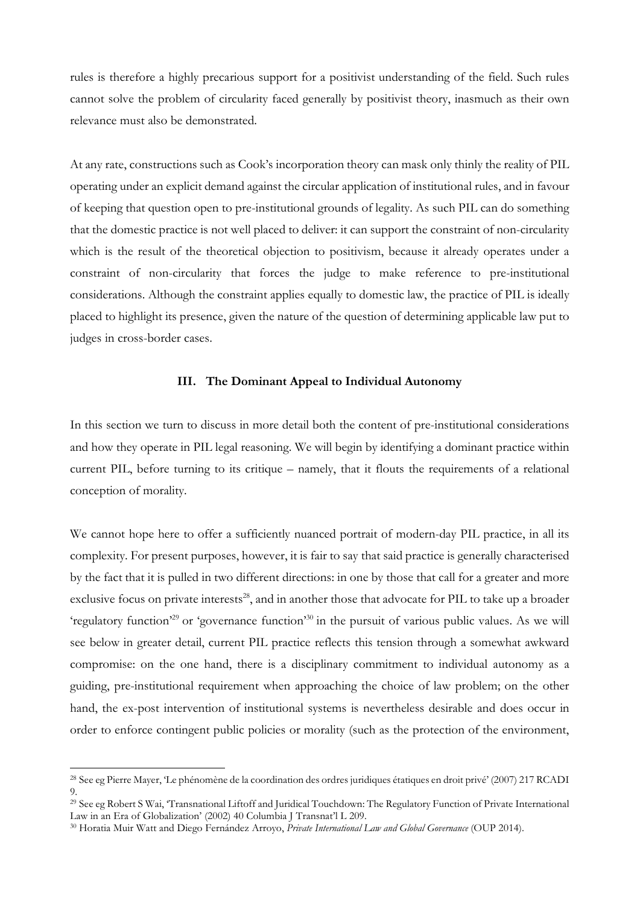rules is therefore a highly precarious support for a positivist understanding of the field. Such rules cannot solve the problem of circularity faced generally by positivist theory, inasmuch as their own relevance must also be demonstrated.

At any rate, constructions such as Cook's incorporation theory can mask only thinly the reality of PIL operating under an explicit demand against the circular application of institutional rules, and in favour of keeping that question open to pre-institutional grounds of legality. As such PIL can do something that the domestic practice is not well placed to deliver: it can support the constraint of non-circularity which is the result of the theoretical objection to positivism, because it already operates under a constraint of non-circularity that forces the judge to make reference to pre-institutional considerations. Although the constraint applies equally to domestic law, the practice of PIL is ideally placed to highlight its presence, given the nature of the question of determining applicable law put to judges in cross-border cases.

## III. The Dominant Appeal to Individual Autonomy

In this section we turn to discuss in more detail both the content of pre-institutional considerations and how they operate in PIL legal reasoning. We will begin by identifying a dominant practice within current PIL, before turning to its critique – namely, that it flouts the requirements of a relational conception of morality.

We cannot hope here to offer a sufficiently nuanced portrait of modern-day PIL practice, in all its complexity. For present purposes, however, it is fair to say that said practice is generally characterised by the fact that it is pulled in two different directions: in one by those that call for a greater and more exclusive focus on private interests[28], and in another those that advocate for PIL to take up a broader 'regulatory function'[29] or 'governance function'[30] in the pursuit of various public values. As we will see below in greater detail, current PIL practice reflects this tension through a somewhat awkward compromise: on the one hand, there is a disciplinary commitment to individual autonomy as a guiding, pre-institutional requirement when approaching the choice of law problem; on the other hand, the ex-post intervention of institutional systems is nevertheless desirable and does occur in order to enforce contingent public policies or morality (such as the protection of the environment,

---

[28] See eg Pierre Mayer, 'Le phénomène de la coordination des ordres juridiques étatiques en droit privé' (2007) 217 RCADI 9.

[29] See eg Robert S Wai, 'Transnational Liftoff and Juridical Touchdown: The Regulatory Function of Private International Law in an Era of Globalization' (2002) 40 Columbia J Transnat'l L 209.

[30] Horatia Muir Watt and Diego Fernández Arroyo, *Private International Law and Global Governance* (OUP 2014).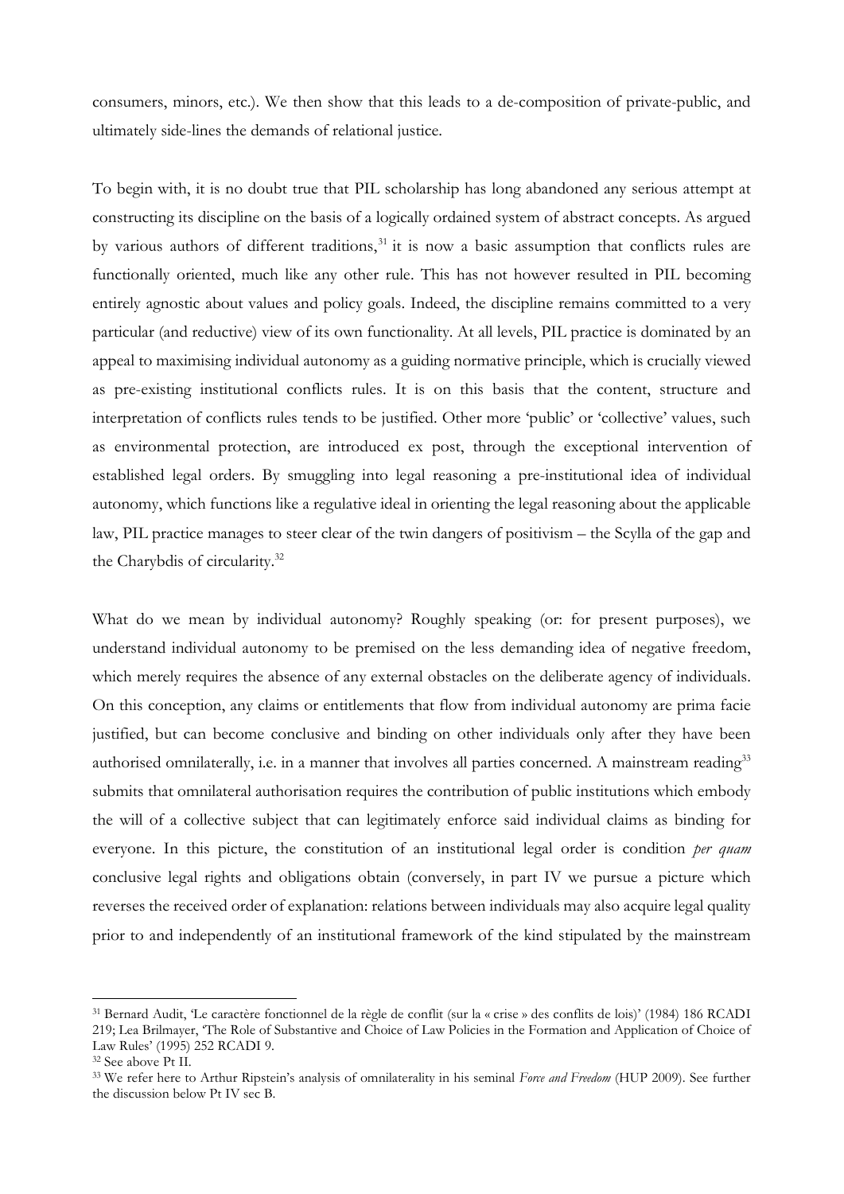consumers, minors, etc.). We then show that this leads to a de-composition of private-public, and ultimately side-lines the demands of relational justice.

To begin with, it is no doubt true that PIL scholarship has long abandoned any serious attempt at constructing its discipline on the basis of a logically ordained system of abstract concepts. As argued by various authors of different traditions,[31] it is now a basic assumption that conflicts rules are functionally oriented, much like any other rule. This has not however resulted in PIL becoming entirely agnostic about values and policy goals. Indeed, the discipline remains committed to a very particular (and reductive) view of its own functionality. At all levels, PIL practice is dominated by an appeal to maximising individual autonomy as a guiding normative principle, which is crucially viewed as pre-existing institutional conflicts rules. It is on this basis that the content, structure and interpretation of conflicts rules tends to be justified. Other more 'public' or 'collective' values, such as environmental protection, are introduced ex post, through the exceptional intervention of established legal orders. By smuggling into legal reasoning a pre-institutional idea of individual autonomy, which functions like a regulative ideal in orienting the legal reasoning about the applicable law, PIL practice manages to steer clear of the twin dangers of positivism – the Scylla of the gap and the Charybdis of circularity.[32]

What do we mean by individual autonomy? Roughly speaking (or: for present purposes), we understand individual autonomy to be premised on the less demanding idea of negative freedom, which merely requires the absence of any external obstacles on the deliberate agency of individuals. On this conception, any claims or entitlements that flow from individual autonomy are prima facie justified, but can become conclusive and binding on other individuals only after they have been authorised omnilaterally, i.e. in a manner that involves all parties concerned. A mainstream reading[33] submits that omnilateral authorisation requires the contribution of public institutions which embody the will of a collective subject that can legitimately enforce said individual claims as binding for everyone. In this picture, the constitution of an institutional legal order is condition *per quam* conclusive legal rights and obligations obtain (conversely, in part IV we pursue a picture which reverses the received order of explanation: relations between individuals may also acquire legal quality prior to and independently of an institutional framework of the kind stipulated by the mainstream

---

[31] Bernard Audit, 'Le caractère fonctionnel de la règle de conflit (sur la « crise » des conflits de lois)' (1984) 186 RCADI 219; Lea Brilmayer, 'The Role of Substantive and Choice of Law Policies in the Formation and Application of Choice of Law Rules' (1995) 252 RCADI 9.

[32] See above Pt II.

[33] We refer here to Arthur Ripstein's analysis of omnilaterality in his seminal *Force and Freedom* (HUP 2009). See further the discussion below Pt IV sec B.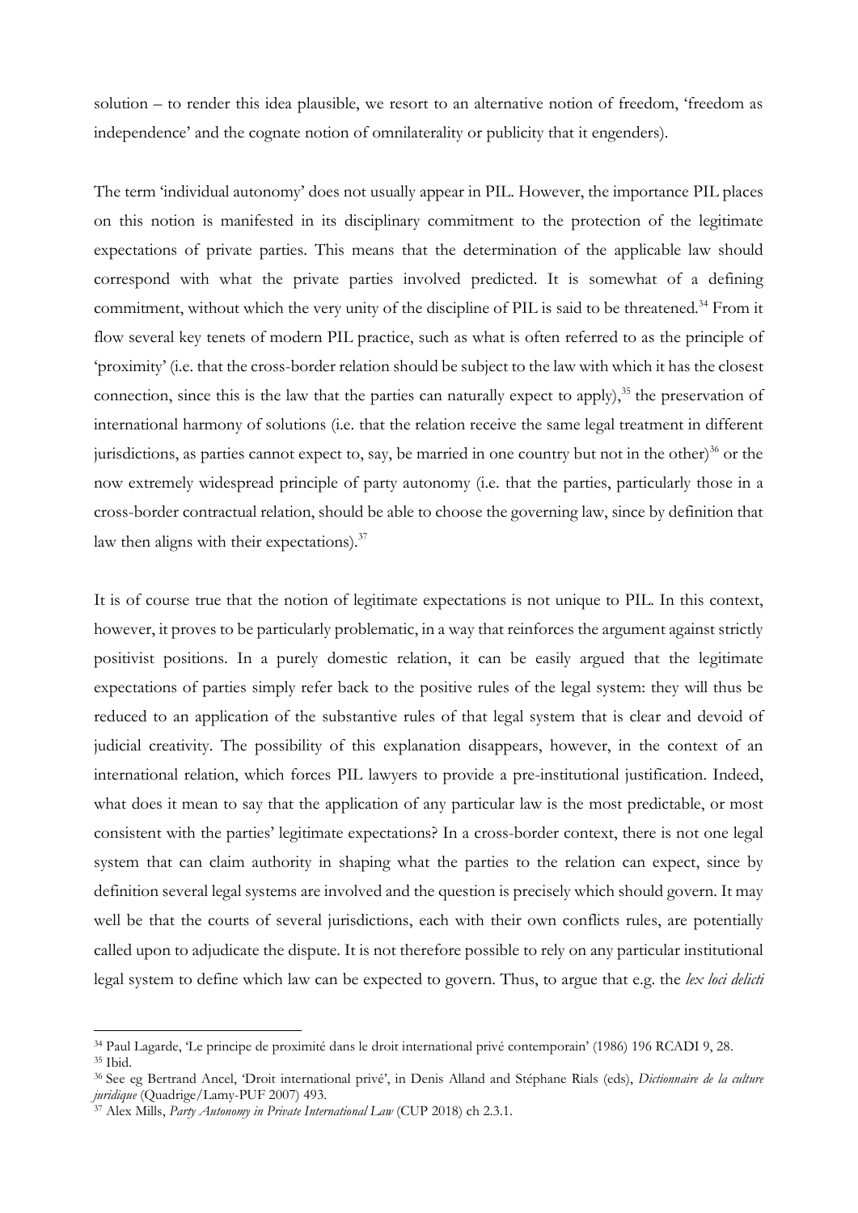solution – to render this idea plausible, we resort to an alternative notion of freedom, 'freedom as independence' and the cognate notion of omnilaterality or publicity that it engenders).

The term 'individual autonomy' does not usually appear in PIL. However, the importance PIL places on this notion is manifested in its disciplinary commitment to the protection of the legitimate expectations of private parties. This means that the determination of the applicable law should correspond with what the private parties involved predicted. It is somewhat of a defining commitment, without which the very unity of the discipline of PIL is said to be threatened.[34] From it flow several key tenets of modern PIL practice, such as what is often referred to as the principle of 'proximity' (i.e. that the cross-border relation should be subject to the law with which it has the closest connection, since this is the law that the parties can naturally expect to apply),[35] the preservation of international harmony of solutions (i.e. that the relation receive the same legal treatment in different jurisdictions, as parties cannot expect to, say, be married in one country but not in the other)[36] or the now extremely widespread principle of party autonomy (i.e. that the parties, particularly those in a cross-border contractual relation, should be able to choose the governing law, since by definition that law then aligns with their expectations).[37]

It is of course true that the notion of legitimate expectations is not unique to PIL. In this context, however, it proves to be particularly problematic, in a way that reinforces the argument against strictly positivist positions. In a purely domestic relation, it can be easily argued that the legitimate expectations of parties simply refer back to the positive rules of the legal system: they will thus be reduced to an application of the substantive rules of that legal system that is clear and devoid of judicial creativity. The possibility of this explanation disappears, however, in the context of an international relation, which forces PIL lawyers to provide a pre-institutional justification. Indeed, what does it mean to say that the application of any particular law is the most predictable, or most consistent with the parties' legitimate expectations? In a cross-border context, there is not one legal system that can claim authority in shaping what the parties to the relation can expect, since by definition several legal systems are involved and the question is precisely which should govern. It may well be that the courts of several jurisdictions, each with their own conflicts rules, are potentially called upon to adjudicate the dispute. It is not therefore possible to rely on any particular institutional legal system to define which law can be expected to govern. Thus, to argue that e.g. the *lex loci delicti*

---

[34] Paul Lagarde, 'Le principe de proximité dans le droit international privé contemporain' (1986) 196 RCADI 9, 28.

[35] Ibid.

[36] See eg Bertrand Ancel, 'Droit international privé', in Denis Alland and Stéphane Rials (eds), *Dictionnaire de la culture juridique* (Quadrige/Lamy-PUF 2007) 493.

[37] Alex Mills, *Party Autonomy in Private International Law* (CUP 2018) ch 2.3.1.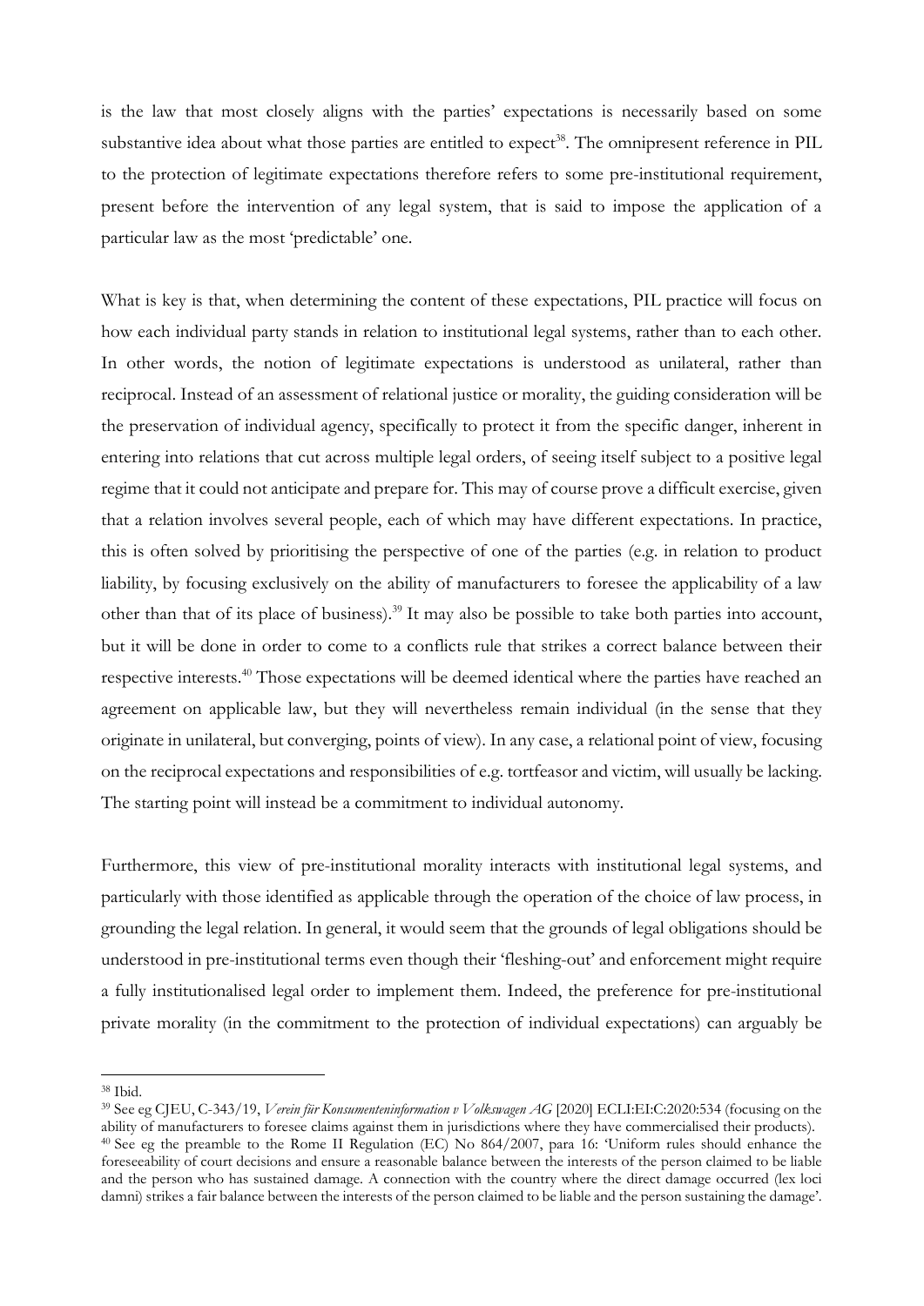is the law that most closely aligns with the parties' expectations is necessarily based on some substantive idea about what those parties are entitled to expect[38]. The omnipresent reference in PIL to the protection of legitimate expectations therefore refers to some pre-institutional requirement, present before the intervention of any legal system, that is said to impose the application of a particular law as the most 'predictable' one.

What is key is that, when determining the content of these expectations, PIL practice will focus on how each individual party stands in relation to institutional legal systems, rather than to each other. In other words, the notion of legitimate expectations is understood as unilateral, rather than reciprocal. Instead of an assessment of relational justice or morality, the guiding consideration will be the preservation of individual agency, specifically to protect it from the specific danger, inherent in entering into relations that cut across multiple legal orders, of seeing itself subject to a positive legal regime that it could not anticipate and prepare for. This may of course prove a difficult exercise, given that a relation involves several people, each of which may have different expectations. In practice, this is often solved by prioritising the perspective of one of the parties (e.g. in relation to product liability, by focusing exclusively on the ability of manufacturers to foresee the applicability of a law other than that of its place of business).[39] It may also be possible to take both parties into account, but it will be done in order to come to a conflicts rule that strikes a correct balance between their respective interests.[40] Those expectations will be deemed identical where the parties have reached an agreement on applicable law, but they will nevertheless remain individual (in the sense that they originate in unilateral, but converging, points of view). In any case, a relational point of view, focusing on the reciprocal expectations and responsibilities of e.g. tortfeasor and victim, will usually be lacking. The starting point will instead be a commitment to individual autonomy.

Furthermore, this view of pre-institutional morality interacts with institutional legal systems, and particularly with those identified as applicable through the operation of the choice of law process, in grounding the legal relation. In general, it would seem that the grounds of legal obligations should be understood in pre-institutional terms even though their 'fleshing-out' and enforcement might require a fully institutionalised legal order to implement them. Indeed, the preference for pre-institutional private morality (in the commitment to the protection of individual expectations) can arguably be

---

[38] Ibid.

[39] See eg CJEU, C-343/19, *Verein für Konsumenteninformation v Volkswagen AG* [2020] ECLI:EI:C:2020:534 (focusing on the ability of manufacturers to foresee claims against them in jurisdictions where they have commercialised their products).

[40] See eg the preamble to the Rome II Regulation (EC) No 864/2007, para 16: 'Uniform rules should enhance the foreseeability of court decisions and ensure a reasonable balance between the interests of the person claimed to be liable and the person who has sustained damage. A connection with the country where the direct damage occurred (lex loci damni) strikes a fair balance between the interests of the person claimed to be liable and the person sustaining the damage'.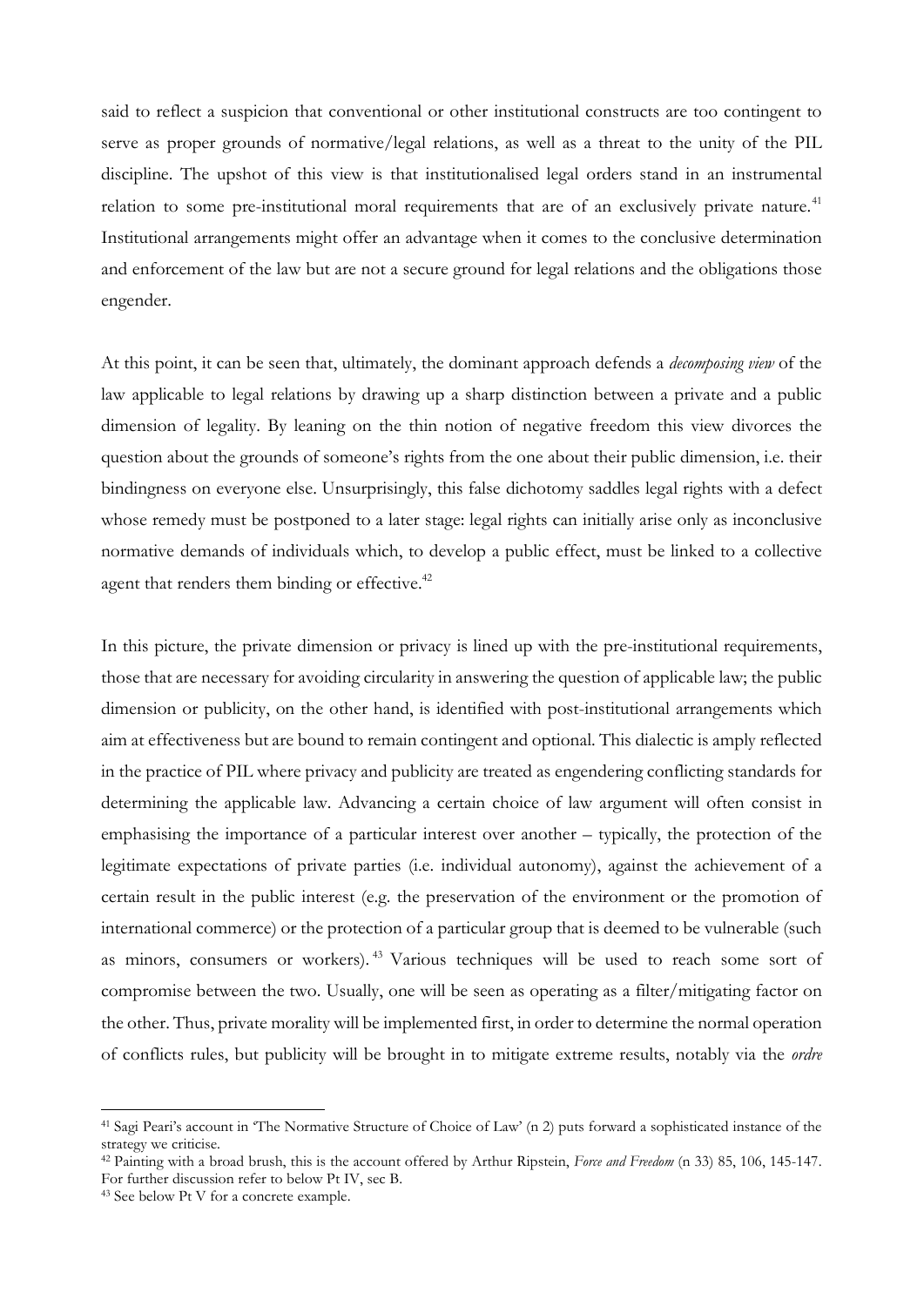said to reflect a suspicion that conventional or other institutional constructs are too contingent to serve as proper grounds of normative/legal relations, as well as a threat to the unity of the PIL discipline. The upshot of this view is that institutionalised legal orders stand in an instrumental relation to some pre-institutional moral requirements that are of an exclusively private nature.[41] Institutional arrangements might offer an advantage when it comes to the conclusive determination and enforcement of the law but are not a secure ground for legal relations and the obligations those engender.

At this point, it can be seen that, ultimately, the dominant approach defends a *decomposing view* of the law applicable to legal relations by drawing up a sharp distinction between a private and a public dimension of legality. By leaning on the thin notion of negative freedom this view divorces the question about the grounds of someone's rights from the one about their public dimension, i.e. their bindingness on everyone else. Unsurprisingly, this false dichotomy saddles legal rights with a defect whose remedy must be postponed to a later stage: legal rights can initially arise only as inconclusive normative demands of individuals which, to develop a public effect, must be linked to a collective agent that renders them binding or effective.[42]

In this picture, the private dimension or privacy is lined up with the pre-institutional requirements, those that are necessary for avoiding circularity in answering the question of applicable law; the public dimension or publicity, on the other hand, is identified with post-institutional arrangements which aim at effectiveness but are bound to remain contingent and optional. This dialectic is amply reflected in the practice of PIL where privacy and publicity are treated as engendering conflicting standards for determining the applicable law. Advancing a certain choice of law argument will often consist in emphasising the importance of a particular interest over another – typically, the protection of the legitimate expectations of private parties (i.e. individual autonomy), against the achievement of a certain result in the public interest (e.g. the preservation of the environment or the promotion of international commerce) or the protection of a particular group that is deemed to be vulnerable (such as minors, consumers or workers).[43] Various techniques will be used to reach some sort of compromise between the two. Usually, one will be seen as operating as a filter/mitigating factor on the other. Thus, private morality will be implemented first, in order to determine the normal operation of conflicts rules, but publicity will be brought in to mitigate extreme results, notably via the *ordre*

---

[41] Sagi Peari's account in 'The Normative Structure of Choice of Law' (n 2) puts forward a sophisticated instance of the strategy we criticise.

[42] Painting with a broad brush, this is the account offered by Arthur Ripstein, *Force and Freedom* (n 33) 85, 106, 145-147. For further discussion refer to below Pt IV, sec B.

[43] See below Pt V for a concrete example.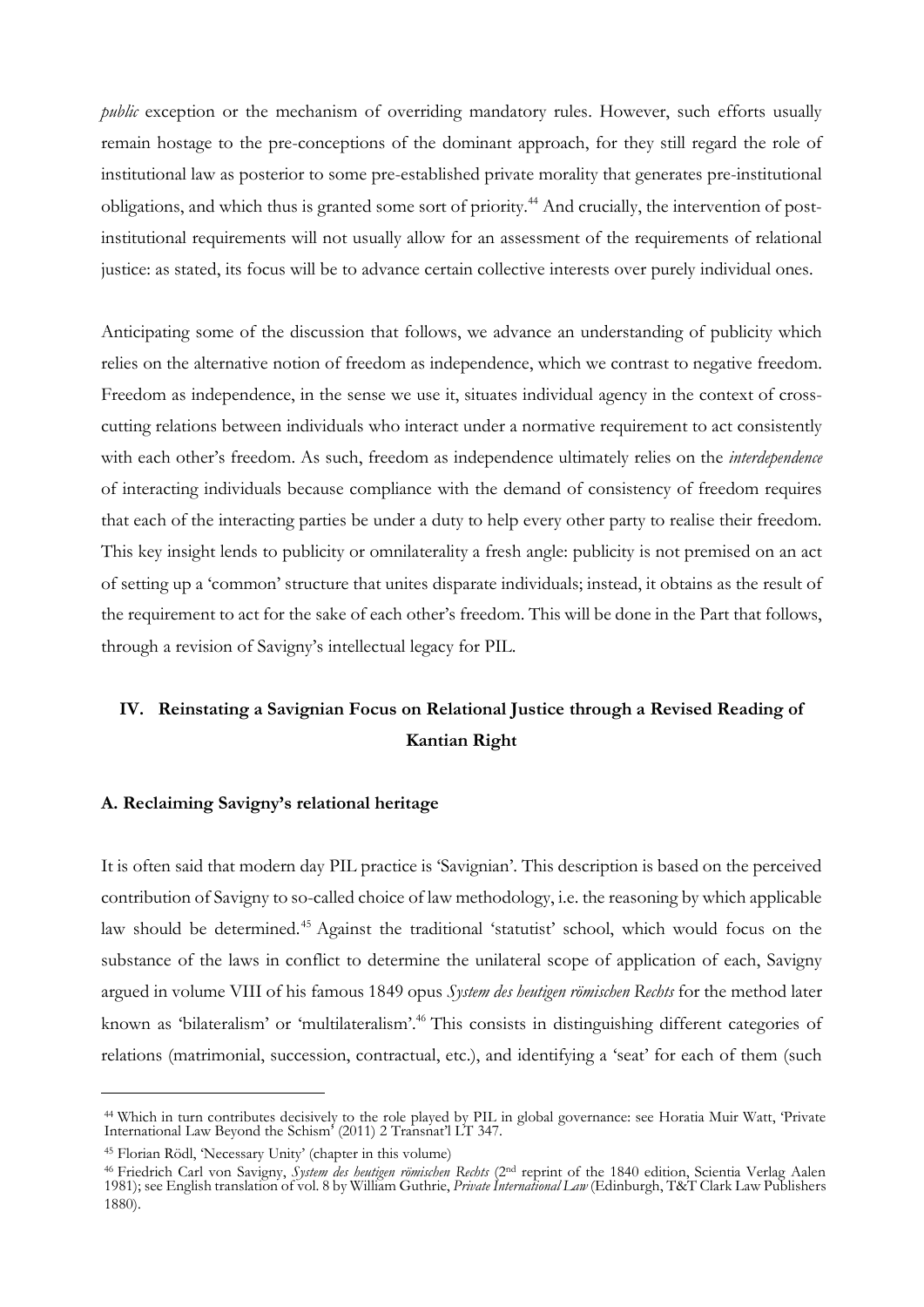*public* exception or the mechanism of overriding mandatory rules. However, such efforts usually remain hostage to the pre-conceptions of the dominant approach, for they still regard the role of institutional law as posterior to some pre-established private morality that generates pre-institutional obligations, and which thus is granted some sort of priority.[44] And crucially, the intervention of post-institutional requirements will not usually allow for an assessment of the requirements of relational justice: as stated, its focus will be to advance certain collective interests over purely individual ones.

Anticipating some of the discussion that follows, we advance an understanding of publicity which relies on the alternative notion of freedom as independence, which we contrast to negative freedom. Freedom as independence, in the sense we use it, situates individual agency in the context of cross-cutting relations between individuals who interact under a normative requirement to act consistently with each other's freedom. As such, freedom as independence ultimately relies on the *interdependence* of interacting individuals because compliance with the demand of consistency of freedom requires that each of the interacting parties be under a duty to help every other party to realise their freedom. This key insight lends to publicity or omnilaterality a fresh angle: publicity is not premised on an act of setting up a 'common' structure that unites disparate individuals; instead, it obtains as the result of the requirement to act for the sake of each other's freedom. This will be done in the Part that follows, through a revision of Savigny's intellectual legacy for PIL.

## IV. Reinstating a Savignian Focus on Relational Justice through a Revised Reading of Kantian Right

### A. Reclaiming Savigny's relational heritage

It is often said that modern day PIL practice is 'Savignian'. This description is based on the perceived contribution of Savigny to so-called choice of law methodology, i.e. the reasoning by which applicable law should be determined.[45] Against the traditional 'statutist' school, which would focus on the substance of the laws in conflict to determine the unilateral scope of application of each, Savigny argued in volume VIII of his famous 1849 opus *System des heutigen römischen Rechts* for the method later known as 'bilateralism' or 'multilateralism'.[46] This consists in distinguishing different categories of relations (matrimonial, succession, contractual, etc.), and identifying a 'seat' for each of them (such

---

[44] Which in turn contributes decisively to the role played by PIL in global governance: see Horatia Muir Watt, 'Private International Law Beyond the Schism' (2011) 2 Transnat'l LT 347.

[45] Florian Rödl, 'Necessary Unity' (chapter in this volume)

[46] Friedrich Carl von Savigny, *System des heutigen römischen Rechts* (2nd reprint of the 1840 edition, Scientia Verlag Aalen 1981); see English translation of vol. 8 by William Guthrie, *Private International Law* (Edinburgh, T&T Clark Law Publishers 1880).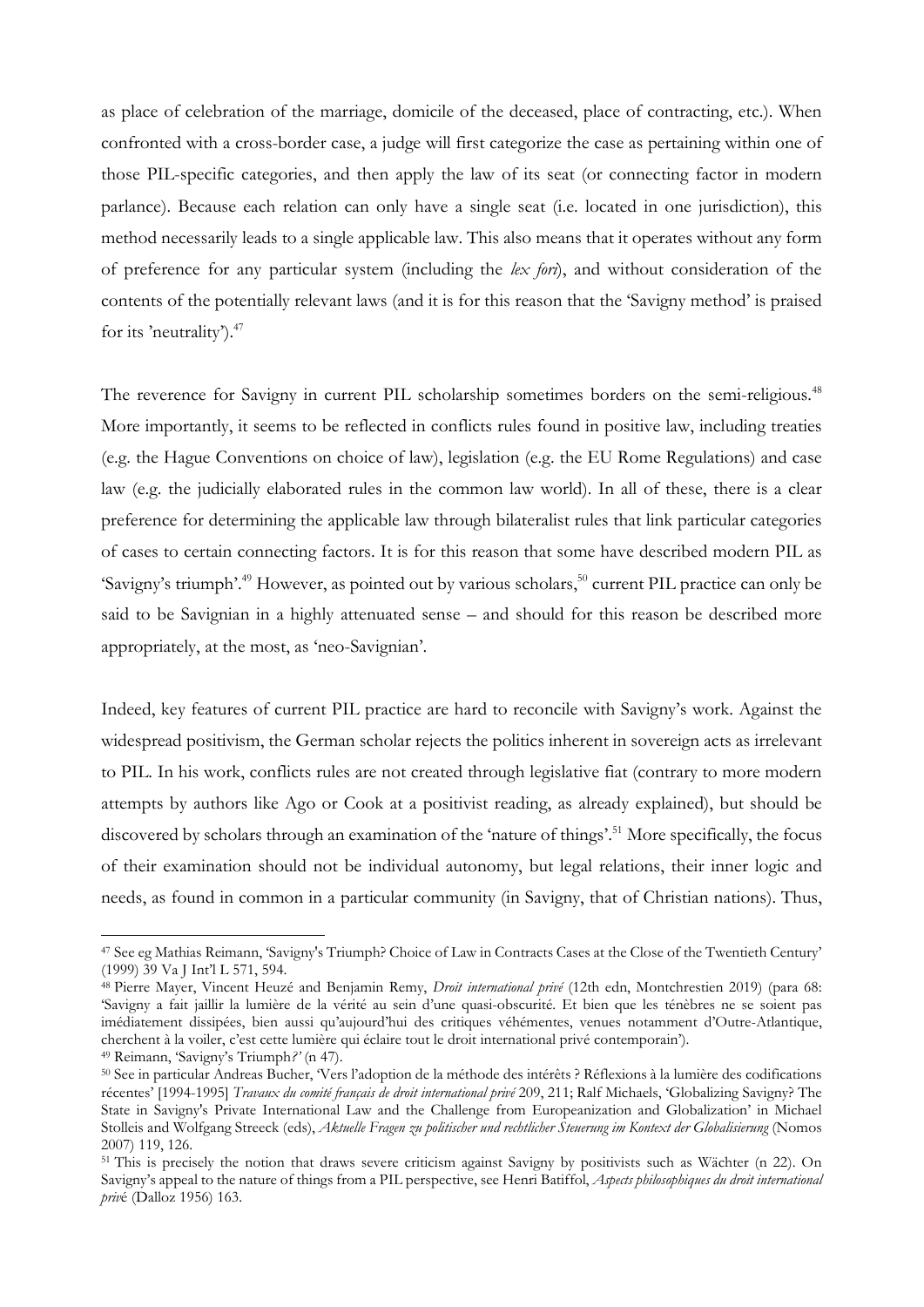as place of celebration of the marriage, domicile of the deceased, place of contracting, etc.). When confronted with a cross-border case, a judge will first categorize the case as pertaining within one of those PIL-specific categories, and then apply the law of its seat (or connecting factor in modern parlance). Because each relation can only have a single seat (i.e. located in one jurisdiction), this method necessarily leads to a single applicable law. This also means that it operates without any form of preference for any particular system (including the *lex fori*), and without consideration of the contents of the potentially relevant laws (and it is for this reason that the 'Savigny method' is praised for its 'neutrality').[47]

The reverence for Savigny in current PIL scholarship sometimes borders on the semi-religious.[48] More importantly, it seems to be reflected in conflicts rules found in positive law, including treaties (e.g. the Hague Conventions on choice of law), legislation (e.g. the EU Rome Regulations) and case law (e.g. the judicially elaborated rules in the common law world). In all of these, there is a clear preference for determining the applicable law through bilateralist rules that link particular categories of cases to certain connecting factors. It is for this reason that some have described modern PIL as 'Savigny's triumph'.[49] However, as pointed out by various scholars,[50] current PIL practice can only be said to be Savignian in a highly attenuated sense – and should for this reason be described more appropriately, at the most, as 'neo-Savignian'.

Indeed, key features of current PIL practice are hard to reconcile with Savigny's work. Against the widespread positivism, the German scholar rejects the politics inherent in sovereign acts as irrelevant to PIL. In his work, conflicts rules are not created through legislative fiat (contrary to more modern attempts by authors like Ago or Cook at a positivist reading, as already explained), but should be discovered by scholars through an examination of the 'nature of things'.[51] More specifically, the focus of their examination should not be individual autonomy, but legal relations, their inner logic and needs, as found in common in a particular community (in Savigny, that of Christian nations). Thus,

---

[47] See eg Mathias Reimann, 'Savigny's Triumph? Choice of Law in Contracts Cases at the Close of the Twentieth Century' (1999) 39 Va J Int'l L 571, 594.

[48] Pierre Mayer, Vincent Heuzé and Benjamin Remy, *Droit international privé* (12th edn, Montchrestien 2019) (para 68: 'Savigny a fait jaillir la lumière de la vérité au sein d'une quasi-obscurité. Et bien que les ténèbres ne se soient pas imédiatement dissipées, bien aussi qu'aujourd'hui des critiques véhémentes, venues notamment d'Outre-Atlantique, cherchent à la voiler, c'est cette lumière qui éclaire tout le droit international privé contemporain').

[49] Reimann, 'Savigny's Triumph*?*' (n 47).

[50] See in particular Andreas Bucher, 'Vers l'adoption de la méthode des intérêts ? Réflexions à la lumière des codifications récentes' [1994-1995] *Travaux du comité français de droit international privé* 209, 211; Ralf Michaels, 'Globalizing Savigny? The State in Savigny's Private International Law and the Challenge from Europeanization and Globalization' in Michael Stolleis and Wolfgang Streeck (eds), *Aktuelle Fragen zu politischer und rechtlicher Steuerung im Kontext der Globalisierung* (Nomos 2007) 119, 126.

[51] This is precisely the notion that draws severe criticism against Savigny by positivists such as Wächter (n 22). On Savigny's appeal to the nature of things from a PIL perspective, see Henri Batiffol, *Aspects philosophiques du droit international privé* (Dalloz 1956) 163.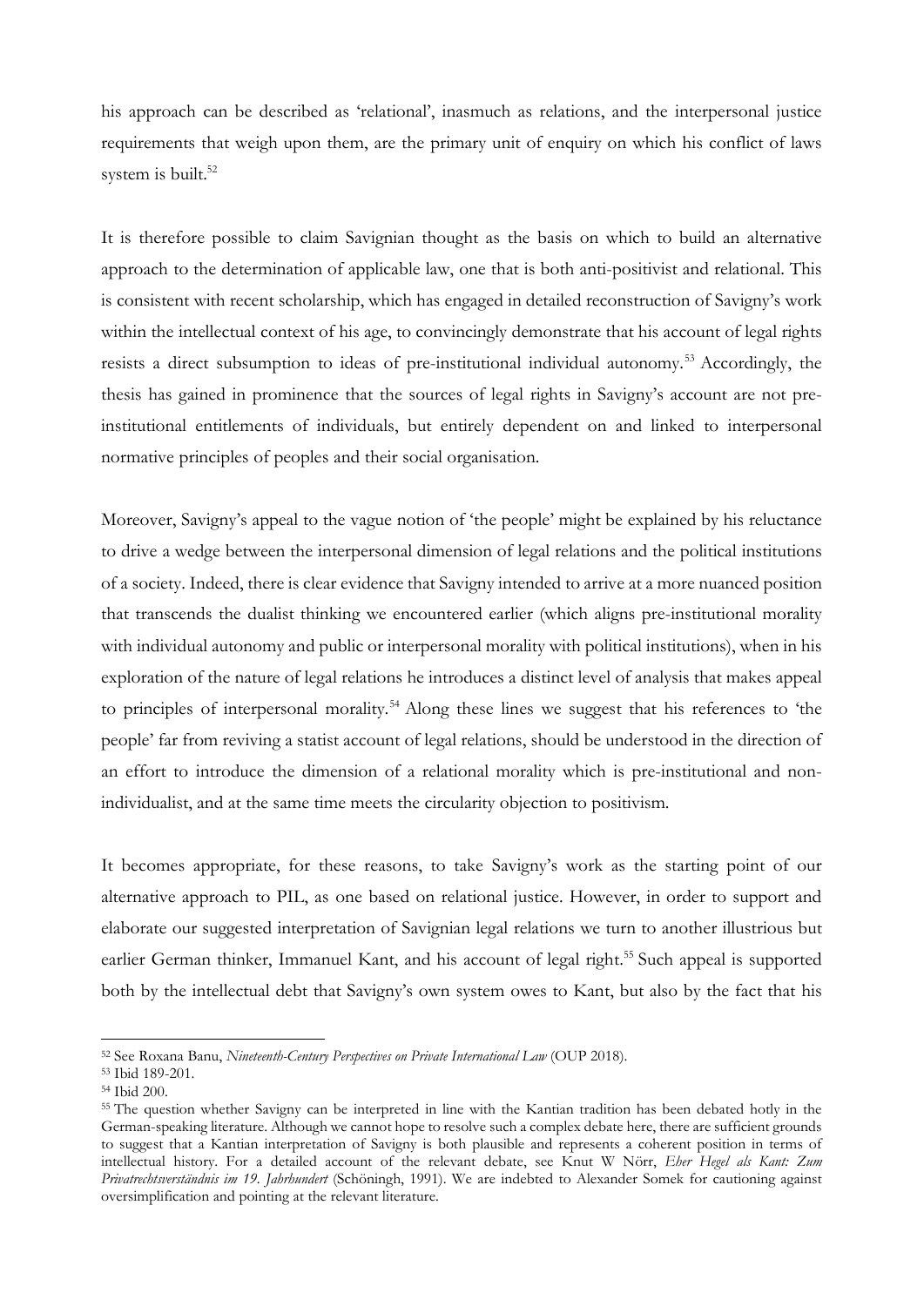his approach can be described as 'relational', inasmuch as relations, and the interpersonal justice requirements that weigh upon them, are the primary unit of enquiry on which his conflict of laws system is built.[52]

It is therefore possible to claim Savignian thought as the basis on which to build an alternative approach to the determination of applicable law, one that is both anti-positivist and relational. This is consistent with recent scholarship, which has engaged in detailed reconstruction of Savigny's work within the intellectual context of his age, to convincingly demonstrate that his account of legal rights resists a direct subsumption to ideas of pre-institutional individual autonomy.[53] Accordingly, the thesis has gained in prominence that the sources of legal rights in Savigny's account are not pre-institutional entitlements of individuals, but entirely dependent on and linked to interpersonal normative principles of peoples and their social organisation.

Moreover, Savigny's appeal to the vague notion of 'the people' might be explained by his reluctance to drive a wedge between the interpersonal dimension of legal relations and the political institutions of a society. Indeed, there is clear evidence that Savigny intended to arrive at a more nuanced position that transcends the dualist thinking we encountered earlier (which aligns pre-institutional morality with individual autonomy and public or interpersonal morality with political institutions), when in his exploration of the nature of legal relations he introduces a distinct level of analysis that makes appeal to principles of interpersonal morality.[54] Along these lines we suggest that his references to 'the people' far from reviving a statist account of legal relations, should be understood in the direction of an effort to introduce the dimension of a relational morality which is pre-institutional and non-individualist, and at the same time meets the circularity objection to positivism.

It becomes appropriate, for these reasons, to take Savigny's work as the starting point of our alternative approach to PIL, as one based on relational justice. However, in order to support and elaborate our suggested interpretation of Savignian legal relations we turn to another illustrious but earlier German thinker, Immanuel Kant, and his account of legal right.[55] Such appeal is supported both by the intellectual debt that Savigny's own system owes to Kant, but also by the fact that his

---

[52] See Roxana Banu, *Nineteenth-Century Perspectives on Private International Law* (OUP 2018).

[53] Ibid 189-201.

[54] Ibid 200.

[55] The question whether Savigny can be interpreted in line with the Kantian tradition has been debated hotly in the German-speaking literature. Although we cannot hope to resolve such a complex debate here, there are sufficient grounds to suggest that a Kantian interpretation of Savigny is both plausible and represents a coherent position in terms of intellectual history. For a detailed account of the relevant debate, see Knut W Nörr, *Eher Hegel als Kant: Zum Privatrechtsverständnis im 19. Jahrhundert* (Schöningh, 1991). We are indebted to Alexander Somek for cautioning against oversimplification and pointing at the relevant literature.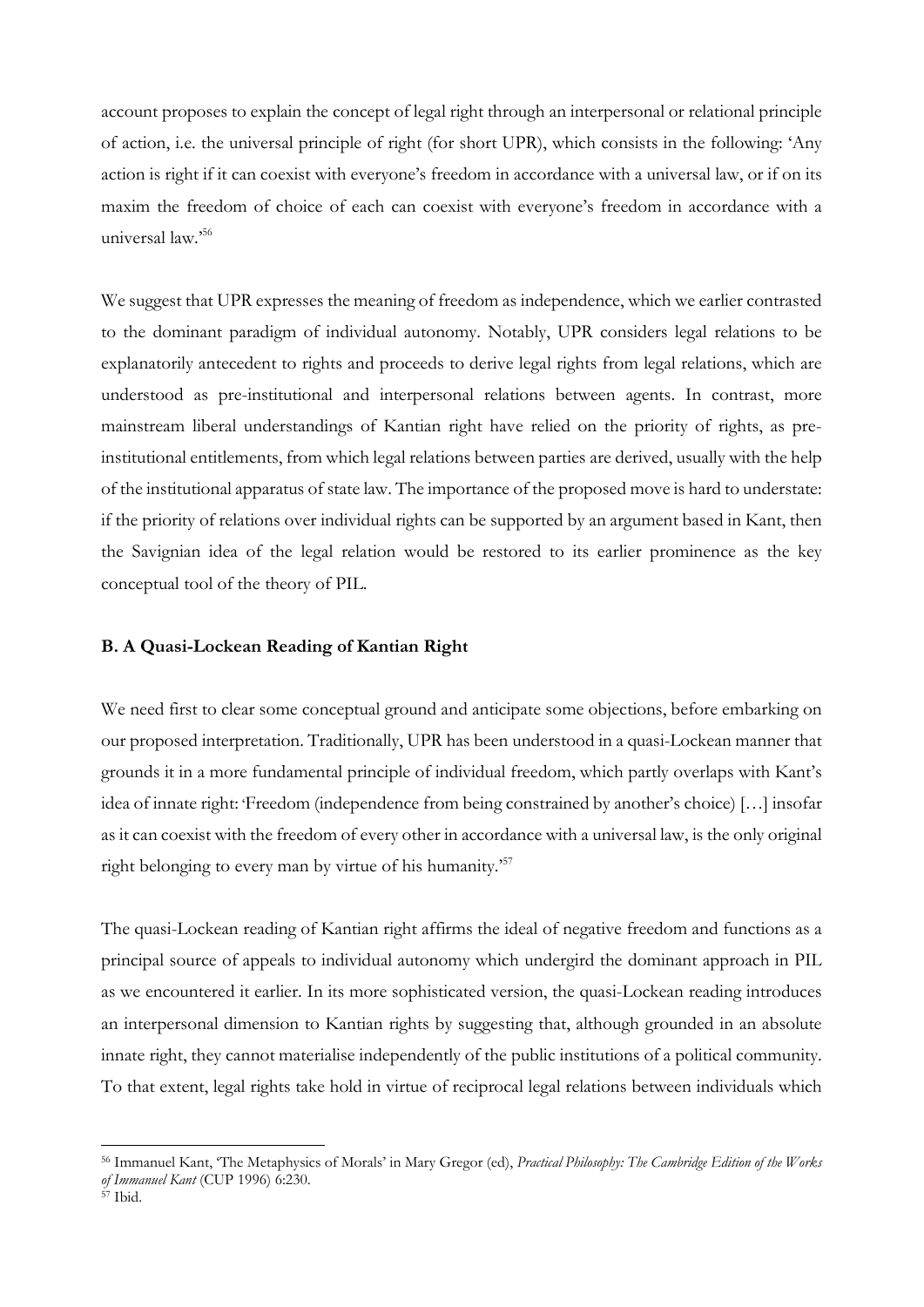account proposes to explain the concept of legal right through an interpersonal or relational principle of action, i.e. the universal principle of right (for short UPR), which consists in the following: 'Any action is right if it can coexist with everyone's freedom in accordance with a universal law, or if on its maxim the freedom of choice of each can coexist with everyone's freedom in accordance with a universal law.'[56]

We suggest that UPR expresses the meaning of freedom as independence, which we earlier contrasted to the dominant paradigm of individual autonomy. Notably, UPR considers legal relations to be explanatorily antecedent to rights and proceeds to derive legal rights from legal relations, which are understood as pre-institutional and interpersonal relations between agents. In contrast, more mainstream liberal understandings of Kantian right have relied on the priority of rights, as pre-institutional entitlements, from which legal relations between parties are derived, usually with the help of the institutional apparatus of state law. The importance of the proposed move is hard to understate: if the priority of relations over individual rights can be supported by an argument based in Kant, then the Savignian idea of the legal relation would be restored to its earlier prominence as the key conceptual tool of the theory of PIL.

### B. A Quasi-Lockean Reading of Kantian Right

We need first to clear some conceptual ground and anticipate some objections, before embarking on our proposed interpretation. Traditionally, UPR has been understood in a quasi-Lockean manner that grounds it in a more fundamental principle of individual freedom, which partly overlaps with Kant's idea of innate right: 'Freedom (independence from being constrained by another's choice) […] insofar as it can coexist with the freedom of every other in accordance with a universal law, is the only original right belonging to every man by virtue of his humanity.'[57]

The quasi-Lockean reading of Kantian right affirms the ideal of negative freedom and functions as a principal source of appeals to individual autonomy which undergird the dominant approach in PIL as we encountered it earlier. In its more sophisticated version, the quasi-Lockean reading introduces an interpersonal dimension to Kantian rights by suggesting that, although grounded in an absolute innate right, they cannot materialise independently of the public institutions of a political community. To that extent, legal rights take hold in virtue of reciprocal legal relations between individuals which

---

[56] Immanuel Kant, 'The Metaphysics of Morals' in Mary Gregor (ed), *Practical Philosophy: The Cambridge Edition of the Works of Immanuel Kant* (CUP 1996) 6:230.

[57] Ibid.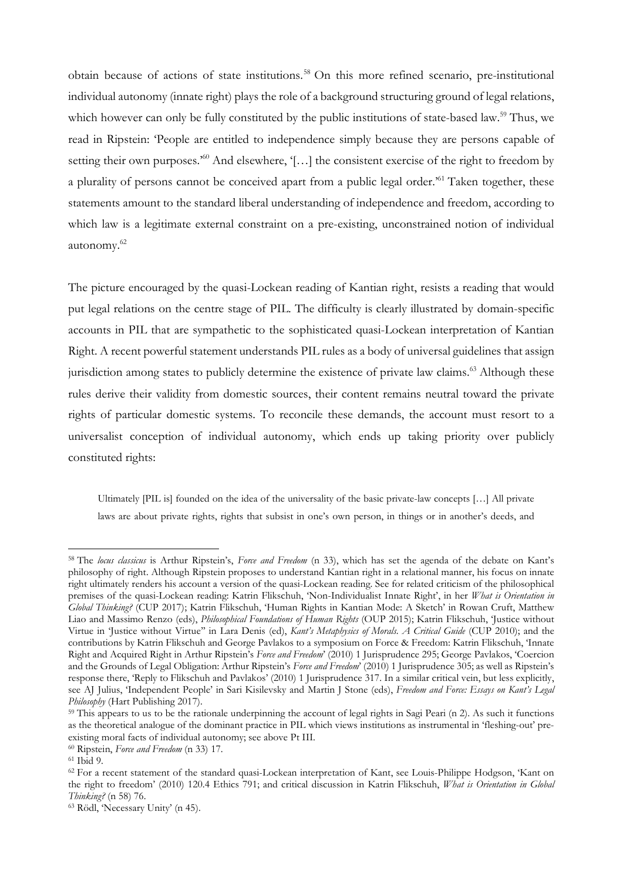obtain because of actions of state institutions.[58] On this more refined scenario, pre-institutional individual autonomy (innate right) plays the role of a background structuring ground of legal relations, which however can only be fully constituted by the public institutions of state-based law.[59] Thus, we read in Ripstein: 'People are entitled to independence simply because they are persons capable of setting their own purposes.'[60] And elsewhere, '[…] the consistent exercise of the right to freedom by a plurality of persons cannot be conceived apart from a public legal order.'[61] Taken together, these statements amount to the standard liberal understanding of independence and freedom, according to which law is a legitimate external constraint on a pre-existing, unconstrained notion of individual autonomy.[62]

The picture encouraged by the quasi-Lockean reading of Kantian right, resists a reading that would put legal relations on the centre stage of PIL. The difficulty is clearly illustrated by domain-specific accounts in PIL that are sympathetic to the sophisticated quasi-Lockean interpretation of Kantian Right. A recent powerful statement understands PIL rules as a body of universal guidelines that assign jurisdiction among states to publicly determine the existence of private law claims.[63] Although these rules derive their validity from domestic sources, their content remains neutral toward the private rights of particular domestic systems. To reconcile these demands, the account must resort to a universalist conception of individual autonomy, which ends up taking priority over publicly constituted rights:

> Ultimately [PIL is] founded on the idea of the universality of the basic private-law concepts […] All private laws are about private rights, rights that subsist in one's own person, in things or in another's deeds, and

---

[58] The *locus classicus* is Arthur Ripstein's, *Force and Freedom* (n 33), which has set the agenda of the debate on Kant's philosophy of right. Although Ripstein proposes to understand Kantian right in a relational manner, his focus on innate right ultimately renders his account a version of the quasi-Lockean reading. See for related criticism of the philosophical premises of the quasi-Lockean reading: Katrin Flikschuh, 'Non-Individualist Innate Right', in her *What is Orientation in Global Thinking?* (CUP 2017); Katrin Flikschuh, 'Human Rights in Kantian Mode: A Sketch' in Rowan Cruft, Matthew Liao and Massimo Renzo (eds), *Philosophical Foundations of Human Rights* (OUP 2015); Katrin Flikschuh, 'Justice without Virtue in 'Justice without Virtue'' in Lara Denis (ed), *Kant's Metaphysics of Morals. A Critical Guide* (CUP 2010); and the contributions by Katrin Flikschuh and George Pavlakos to a symposium on Force & Freedom: Katrin Flikschuh, 'Innate Right and Acquired Right in Arthur Ripstein's *Force and Freedom*' (2010) 1 Jurisprudence 295; George Pavlakos, 'Coercion and the Grounds of Legal Obligation: Arthur Ripstein's *Force and Freedom*' (2010) 1 Jurisprudence 305; as well as Ripstein's response there, 'Reply to Flikschuh and Pavlakos' (2010) 1 Jurisprudence 317. In a similar critical vein, but less explicitly, see AJ Julius, 'Independent People' in Sari Kisilevsky and Martin J Stone (eds), *Freedom and Force: Essays on Kant's Legal Philosophy* (Hart Publishing 2017).

[59] This appears to us to be the rationale underpinning the account of legal rights in Sagi Peari (n 2). As such it functions as the theoretical analogue of the dominant practice in PIL which views institutions as instrumental in 'fleshing-out' pre-existing moral facts of individual autonomy; see above Pt III.

[60] Ripstein, *Force and Freedom* (n 33) 17.

[61] Ibid 9.

[62] For a recent statement of the standard quasi-Lockean interpretation of Kant, see Louis-Philippe Hodgson, 'Kant on the right to freedom' (2010) 120.4 Ethics 791; and critical discussion in Katrin Flikschuh, *What is Orientation in Global Thinking?* (n 58) 76.

[63] Rödl, 'Necessary Unity' (n 45).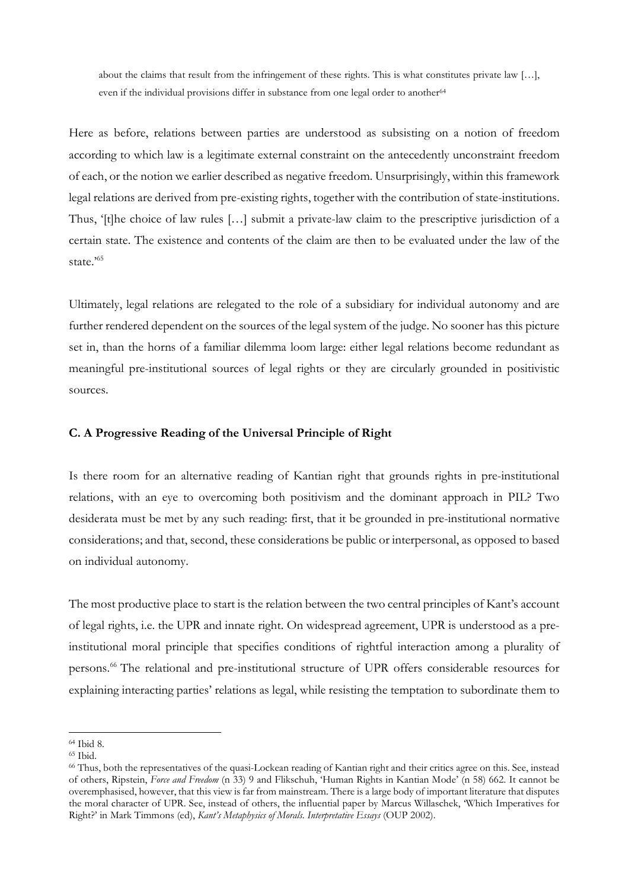> about the claims that result from the infringement of these rights. This is what constitutes private law […], even if the individual provisions differ in substance from one legal order to another[64]

Here as before, relations between parties are understood as subsisting on a notion of freedom according to which law is a legitimate external constraint on the antecedently unconstraint freedom of each, or the notion we earlier described as negative freedom. Unsurprisingly, within this framework legal relations are derived from pre-existing rights, together with the contribution of state-institutions. Thus, '[t]he choice of law rules […] submit a private-law claim to the prescriptive jurisdiction of a certain state. The existence and contents of the claim are then to be evaluated under the law of the state.'[65]

Ultimately, legal relations are relegated to the role of a subsidiary for individual autonomy and are further rendered dependent on the sources of the legal system of the judge. No sooner has this picture set in, than the horns of a familiar dilemma loom large: either legal relations become redundant as meaningful pre-institutional sources of legal rights or they are circularly grounded in positivistic sources.

### C. A Progressive Reading of the Universal Principle of Right

Is there room for an alternative reading of Kantian right that grounds rights in pre-institutional relations, with an eye to overcoming both positivism and the dominant approach in PIL? Two desiderata must be met by any such reading: first, that it be grounded in pre-institutional normative considerations; and that, second, these considerations be public or interpersonal, as opposed to based on individual autonomy.

The most productive place to start is the relation between the two central principles of Kant's account of legal rights, i.e. the UPR and innate right. On widespread agreement, UPR is understood as a pre-institutional moral principle that specifies conditions of rightful interaction among a plurality of persons.[66] The relational and pre-institutional structure of UPR offers considerable resources for explaining interacting parties' relations as legal, while resisting the temptation to subordinate them to

---

[64] Ibid 8.

[65] Ibid.

[66] Thus, both the representatives of the quasi-Lockean reading of Kantian right and their critics agree on this. See, instead of others, Ripstein, *Force and Freedom* (n 33) 9 and Flikschuh, 'Human Rights in Kantian Mode' (n 58) 662. It cannot be overemphasised, however, that this view is far from mainstream. There is a large body of important literature that disputes the moral character of UPR. See, instead of others, the influential paper by Marcus Willaschek, 'Which Imperatives for Right?' in Mark Timmons (ed), *Kant's Metaphysics of Morals. Interpretative Essays* (OUP 2002).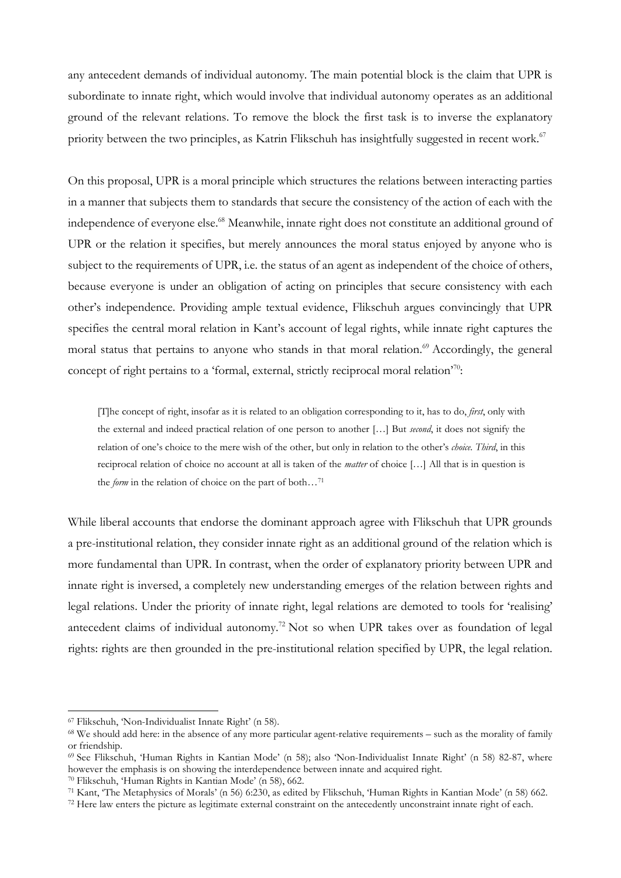any antecedent demands of individual autonomy. The main potential block is the claim that UPR is subordinate to innate right, which would involve that individual autonomy operates as an additional ground of the relevant relations. To remove the block the first task is to inverse the explanatory priority between the two principles, as Katrin Flikschuh has insightfully suggested in recent work.[67]

On this proposal, UPR is a moral principle which structures the relations between interacting parties in a manner that subjects them to standards that secure the consistency of the action of each with the independence of everyone else.[68] Meanwhile, innate right does not constitute an additional ground of UPR or the relation it specifies, but merely announces the moral status enjoyed by anyone who is subject to the requirements of UPR, i.e. the status of an agent as independent of the choice of others, because everyone is under an obligation of acting on principles that secure consistency with each other's independence. Providing ample textual evidence, Flikschuh argues convincingly that UPR specifies the central moral relation in Kant's account of legal rights, while innate right captures the moral status that pertains to anyone who stands in that moral relation.[69] Accordingly, the general concept of right pertains to a 'formal, external, strictly reciprocal moral relation'[70]:

> [T]he concept of right, insofar as it is related to an obligation corresponding to it, has to do, *first*, only with the external and indeed practical relation of one person to another […] But *second*, it does not signify the relation of one's choice to the mere wish of the other, but only in relation to the other's *choice*. *Third*, in this reciprocal relation of choice no account at all is taken of the *matter* of choice […] All that is in question is the *form* in the relation of choice on the part of both…[71]

While liberal accounts that endorse the dominant approach agree with Flikschuh that UPR grounds a pre-institutional relation, they consider innate right as an additional ground of the relation which is more fundamental than UPR. In contrast, when the order of explanatory priority between UPR and innate right is inversed, a completely new understanding emerges of the relation between rights and legal relations. Under the priority of innate right, legal relations are demoted to tools for 'realising' antecedent claims of individual autonomy.[72] Not so when UPR takes over as foundation of legal rights: rights are then grounded in the pre-institutional relation specified by UPR, the legal relation.

---

[67] Flikschuh, 'Non-Individualist Innate Right' (n 58).

[68] We should add here: in the absence of any more particular agent-relative requirements – such as the morality of family or friendship.

[69] See Flikschuh, 'Human Rights in Kantian Mode' (n 58); also 'Non-Individualist Innate Right' (n 58) 82-87, where however the emphasis is on showing the interdependence between innate and acquired right.

[70] Flikschuh, 'Human Rights in Kantian Mode' (n 58), 662.

[71] Kant, 'The Metaphysics of Morals' (n 56) 6:230, as edited by Flikschuh, 'Human Rights in Kantian Mode' (n 58) 662.

[72] Here law enters the picture as legitimate external constraint on the antecedently unconstraint innate right of each.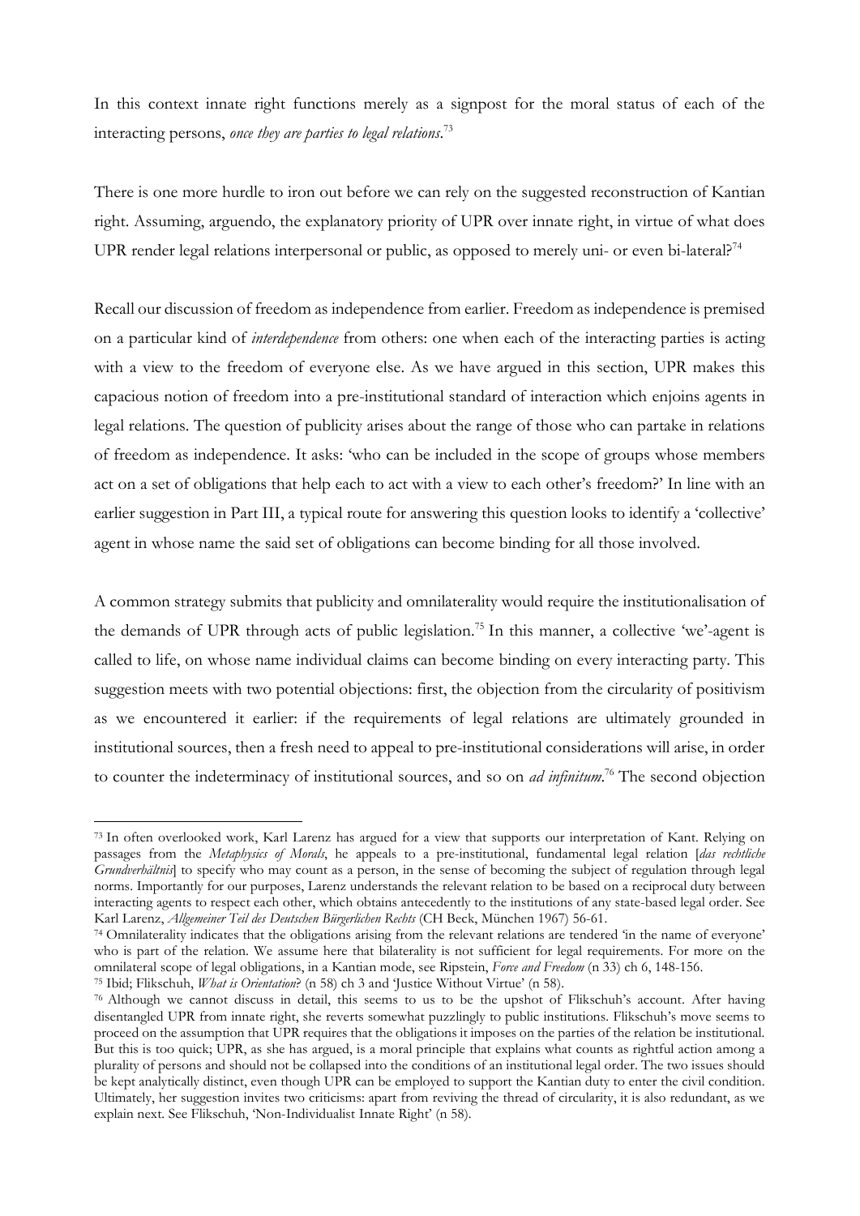In this context innate right functions merely as a signpost for the moral status of each of the interacting persons, *once they are parties to legal relations*.[73]

There is one more hurdle to iron out before we can rely on the suggested reconstruction of Kantian right. Assuming, arguendo, the explanatory priority of UPR over innate right, in virtue of what does UPR render legal relations interpersonal or public, as opposed to merely uni- or even bi-lateral?[74]

Recall our discussion of freedom as independence from earlier. Freedom as independence is premised on a particular kind of *interdependence* from others: one when each of the interacting parties is acting with a view to the freedom of everyone else. As we have argued in this section, UPR makes this capacious notion of freedom into a pre-institutional standard of interaction which enjoins agents in legal relations. The question of publicity arises about the range of those who can partake in relations of freedom as independence. It asks: 'who can be included in the scope of groups whose members act on a set of obligations that help each to act with a view to each other's freedom?' In line with an earlier suggestion in Part III, a typical route for answering this question looks to identify a 'collective' agent in whose name the said set of obligations can become binding for all those involved.

A common strategy submits that publicity and omnilaterality would require the institutionalisation of the demands of UPR through acts of public legislation.[75] In this manner, a collective 'we'-agent is called to life, on whose name individual claims can become binding on every interacting party. This suggestion meets with two potential objections: first, the objection from the circularity of positivism as we encountered it earlier: if the requirements of legal relations are ultimately grounded in institutional sources, then a fresh need to appeal to pre-institutional considerations will arise, in order to counter the indeterminacy of institutional sources, and so on *ad infinitum*.[76] The second objection

---

[73] In often overlooked work, Karl Larenz has argued for a view that supports our interpretation of Kant. Relying on passages from the *Metaphysics of Morals*, he appeals to a pre-institutional, fundamental legal relation [*das rechtliche Grundverhältnis*] to specify who may count as a person, in the sense of becoming the subject of regulation through legal norms. Importantly for our purposes, Larenz understands the relevant relation to be based on a reciprocal duty between interacting agents to respect each other, which obtains antecedently to the institutions of any state-based legal order. See Karl Larenz, *Allgemeiner Teil des Deutschen Bürgerlichen Rechts* (CH Beck, München 1967) 56-61.

[74] Omnilaterality indicates that the obligations arising from the relevant relations are tendered 'in the name of everyone' who is part of the relation. We assume here that bilaterality is not sufficient for legal requirements. For more on the omnilateral scope of legal obligations, in a Kantian mode, see Ripstein, *Force and Freedom* (n 33) ch 6, 148-156.

[75] Ibid; Flikschuh, *What is Orientation*? (n 58) ch 3 and 'Justice Without Virtue' (n 58).

[76] Although we cannot discuss in detail, this seems to us to be the upshot of Flikschuh's account. After having disentangled UPR from innate right, she reverts somewhat puzzlingly to public institutions. Flikschuh's move seems to proceed on the assumption that UPR requires that the obligations it imposes on the parties of the relation be institutional. But this is too quick; UPR, as she has argued, is a moral principle that explains what counts as rightful action among a plurality of persons and should not be collapsed into the conditions of an institutional legal order. The two issues should be kept analytically distinct, even though UPR can be employed to support the Kantian duty to enter the civil condition. Ultimately, her suggestion invites two criticisms: apart from reviving the thread of circularity, it is also redundant, as we explain next. See Flikschuh, 'Non-Individualist Innate Right' (n 58).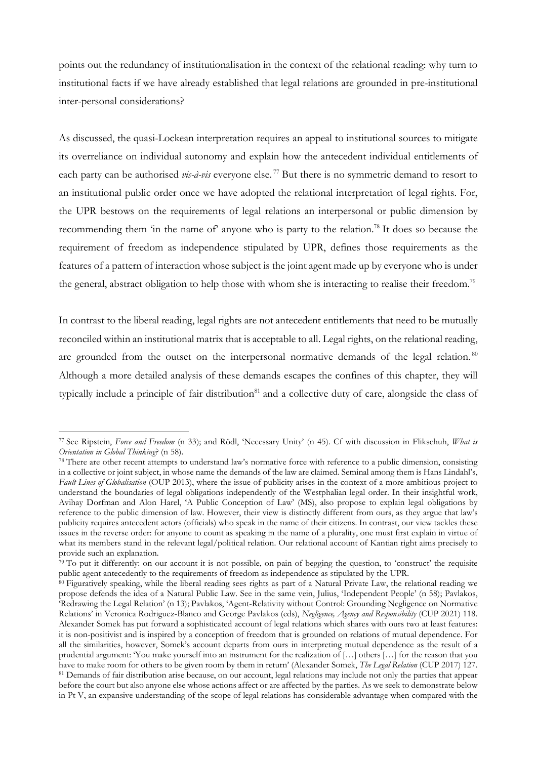points out the redundancy of institutionalisation in the context of the relational reading: why turn to institutional facts if we have already established that legal relations are grounded in pre-institutional inter-personal considerations?

As discussed, the quasi-Lockean interpretation requires an appeal to institutional sources to mitigate its overreliance on individual autonomy and explain how the antecedent individual entitlements of each party can be authorised *vis-à-vis* everyone else.[77] But there is no symmetric demand to resort to an institutional public order once we have adopted the relational interpretation of legal rights. For, the UPR bestows on the requirements of legal relations an interpersonal or public dimension by recommending them 'in the name of' anyone who is party to the relation.[78] It does so because the requirement of freedom as independence stipulated by UPR, defines those requirements as the features of a pattern of interaction whose subject is the joint agent made up by everyone who is under the general, abstract obligation to help those with whom she is interacting to realise their freedom.[79]

In contrast to the liberal reading, legal rights are not antecedent entitlements that need to be mutually reconciled within an institutional matrix that is acceptable to all. Legal rights, on the relational reading, are grounded from the outset on the interpersonal normative demands of the legal relation.[80] Although a more detailed analysis of these demands escapes the confines of this chapter, they will typically include a principle of fair distribution[81] and a collective duty of care, alongside the class of

---

[77] See Ripstein, *Force and Freedom* (n 33); and Rödl, 'Necessary Unity' (n 45). Cf with discussion in Flikschuh, *What is Orientation in Global Thinking*? (n 58).

[78] There are other recent attempts to understand law's normative force with reference to a public dimension, consisting in a collective or joint subject, in whose name the demands of the law are claimed. Seminal among them is Hans Lindahl's, *Fault Lines of Globalisation* (OUP 2013), where the issue of publicity arises in the context of a more ambitious project to understand the boundaries of legal obligations independently of the Westphalian legal order. In their insightful work, Avihay Dorfman and Alon Harel, 'A Public Conception of Law' (MS), also propose to explain legal obligations by reference to the public dimension of law. However, their view is distinctly different from ours, as they argue that law's publicity requires antecedent actors (officials) who speak in the name of their citizens. In contrast, our view tackles these issues in the reverse order: for anyone to count as speaking in the name of a plurality, one must first explain in virtue of what its members stand in the relevant legal/political relation. Our relational account of Kantian right aims precisely to provide such an explanation.

[79] To put it differently: on our account it is not possible, on pain of begging the question, to 'construct' the requisite public agent antecedently to the requirements of freedom as independence as stipulated by the UPR.

[80] Figuratively speaking, while the liberal reading sees rights as part of a Natural Private Law, the relational reading we propose defends the idea of a Natural Public Law. See in the same vein, Julius, 'Independent People' (n 58); Pavlakos, 'Redrawing the Legal Relation' (n 13); Pavlakos, 'Agent-Relativity without Control: Grounding Negligence on Normative Relations' in Veronica Rodriguez-Blanco and George Pavlakos (eds), *Negligence, Agency and Responsibility* (CUP 2021) 118. Alexander Somek has put forward a sophisticated account of legal relations which shares with ours two at least features: it is non-positivist and is inspired by a conception of freedom that is grounded on relations of mutual dependence. For all the similarities, however, Somek's account departs from ours in interpreting mutual dependence as the result of a prudential argument: 'You make yourself into an instrument for the realization of […] others […] for the reason that you have to make room for others to be given room by them in return' (Alexander Somek, *The Legal Relation* (CUP 2017) 127.

[81] Demands of fair distribution arise because, on our account, legal relations may include not only the parties that appear before the court but also anyone else whose actions affect or are affected by the parties. As we seek to demonstrate below in Pt V, an expansive understanding of the scope of legal relations has considerable advantage when compared with the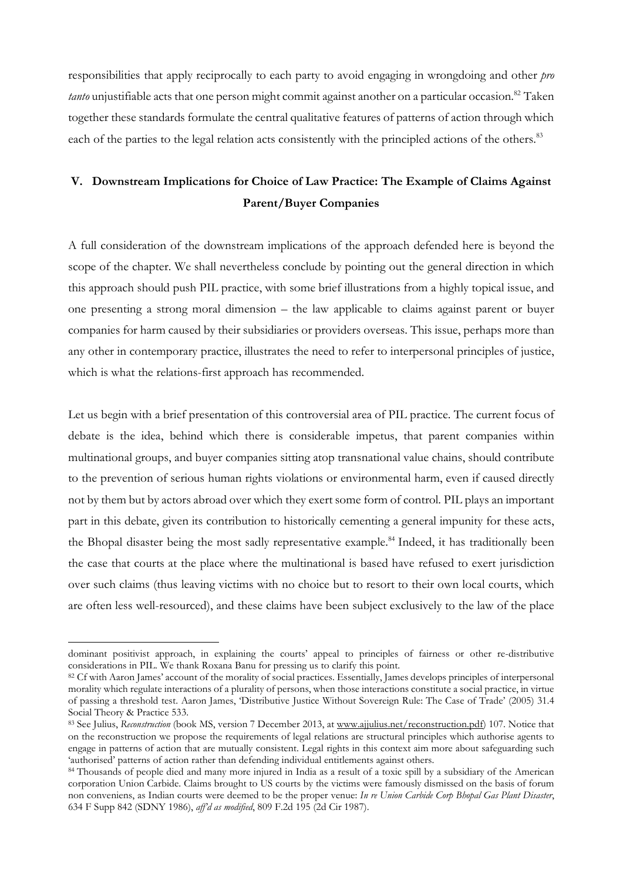responsibilities that apply reciprocally to each party to avoid engaging in wrongdoing and other *pro tanto* unjustifiable acts that one person might commit against another on a particular occasion.[82] Taken together these standards formulate the central qualitative features of patterns of action through which each of the parties to the legal relation acts consistently with the principled actions of the others.[83]

## V. Downstream Implications for Choice of Law Practice: The Example of Claims Against Parent/Buyer Companies

A full consideration of the downstream implications of the approach defended here is beyond the scope of the chapter. We shall nevertheless conclude by pointing out the general direction in which this approach should push PIL practice, with some brief illustrations from a highly topical issue, and one presenting a strong moral dimension – the law applicable to claims against parent or buyer companies for harm caused by their subsidiaries or providers overseas. This issue, perhaps more than any other in contemporary practice, illustrates the need to refer to interpersonal principles of justice, which is what the relations-first approach has recommended.

Let us begin with a brief presentation of this controversial area of PIL practice. The current focus of debate is the idea, behind which there is considerable impetus, that parent companies within multinational groups, and buyer companies sitting atop transnational value chains, should contribute to the prevention of serious human rights violations or environmental harm, even if caused directly not by them but by actors abroad over which they exert some form of control. PIL plays an important part in this debate, given its contribution to historically cementing a general impunity for these acts, the Bhopal disaster being the most sadly representative example.[84] Indeed, it has traditionally been the case that courts at the place where the multinational is based have refused to exert jurisdiction over such claims (thus leaving victims with no choice but to resort to their own local courts, which are often less well-resourced), and these claims have been subject exclusively to the law of the place

---

dominant positivist approach, in explaining the courts' appeal to principles of fairness or other re-distributive considerations in PIL. We thank Roxana Banu for pressing us to clarify this point.

[82] Cf with Aaron James' account of the morality of social practices. Essentially, James develops principles of interpersonal morality which regulate interactions of a plurality of persons, when those interactions constitute a social practice, in virtue of passing a threshold test. Aaron James, 'Distributive Justice Without Sovereign Rule: The Case of Trade' (2005) 31.4 Social Theory & Practice 533.

[83] See Julius, *Reconstruction* (book MS, version 7 December 2013, at www.ajjulius.net/reconstruction.pdf) 107. Notice that on the reconstruction we propose the requirements of legal relations are structural principles which authorise agents to engage in patterns of action that are mutually consistent. Legal rights in this context aim more about safeguarding such 'authorised' patterns of action rather than defending individual entitlements against others.

[84] Thousands of people died and many more injured in India as a result of a toxic spill by a subsidiary of the American corporation Union Carbide. Claims brought to US courts by the victims were famously dismissed on the basis of forum non conveniens, as Indian courts were deemed to be the proper venue: *In re Union Carbide Corp Bhopal Gas Plant Disaster*, 634 F Supp 842 (SDNY 1986), *aff'd as modified*, 809 F.2d 195 (2d Cir 1987).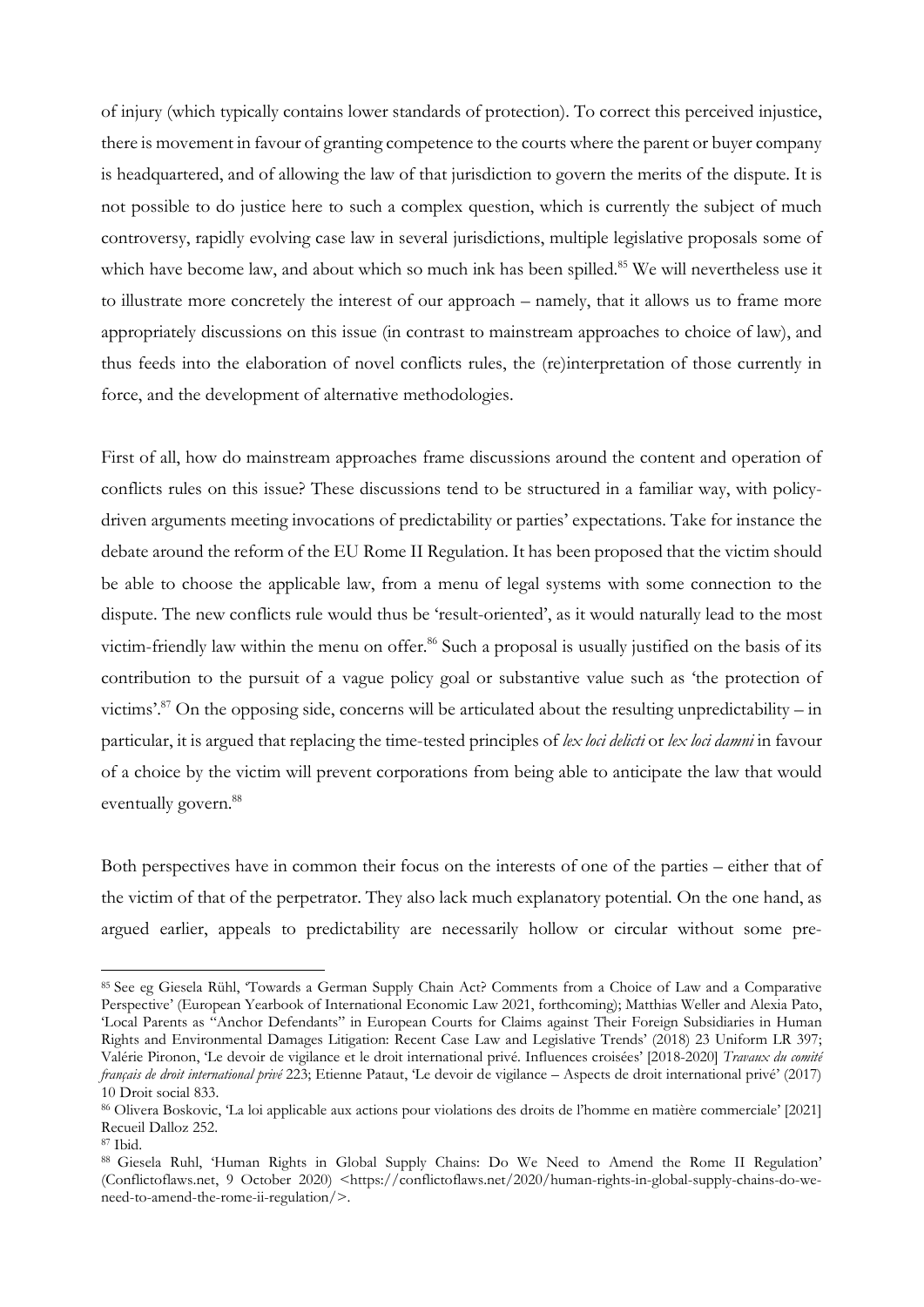of injury (which typically contains lower standards of protection). To correct this perceived injustice, there is movement in favour of granting competence to the courts where the parent or buyer company is headquartered, and of allowing the law of that jurisdiction to govern the merits of the dispute. It is not possible to do justice here to such a complex question, which is currently the subject of much controversy, rapidly evolving case law in several jurisdictions, multiple legislative proposals some of which have become law, and about which so much ink has been spilled.[85] We will nevertheless use it to illustrate more concretely the interest of our approach – namely, that it allows us to frame more appropriately discussions on this issue (in contrast to mainstream approaches to choice of law), and thus feeds into the elaboration of novel conflicts rules, the (re)interpretation of those currently in force, and the development of alternative methodologies.

First of all, how do mainstream approaches frame discussions around the content and operation of conflicts rules on this issue? These discussions tend to be structured in a familiar way, with policy-driven arguments meeting invocations of predictability or parties' expectations. Take for instance the debate around the reform of the EU Rome II Regulation. It has been proposed that the victim should be able to choose the applicable law, from a menu of legal systems with some connection to the dispute. The new conflicts rule would thus be 'result-oriented', as it would naturally lead to the most victim-friendly law within the menu on offer.[86] Such a proposal is usually justified on the basis of its contribution to the pursuit of a vague policy goal or substantive value such as 'the protection of victims'.[87] On the opposing side, concerns will be articulated about the resulting unpredictability – in particular, it is argued that replacing the time-tested principles of *lex loci delicti* or *lex loci damni* in favour of a choice by the victim will prevent corporations from being able to anticipate the law that would eventually govern.[88]

Both perspectives have in common their focus on the interests of one of the parties – either that of the victim of that of the perpetrator. They also lack much explanatory potential. On the one hand, as argued earlier, appeals to predictability are necessarily hollow or circular without some pre-

---

[85] See eg Giesela Rühl, 'Towards a German Supply Chain Act? Comments from a Choice of Law and a Comparative Perspective' (European Yearbook of International Economic Law 2021, forthcoming); Matthias Weller and Alexia Pato, 'Local Parents as "Anchor Defendants" in European Courts for Claims against Their Foreign Subsidiaries in Human Rights and Environmental Damages Litigation: Recent Case Law and Legislative Trends' (2018) 23 Uniform LR 397; Valérie Pironon, 'Le devoir de vigilance et le droit international privé. Influences croisées' [2018-2020] *Travaux du comité français de droit international privé* 223; Etienne Pataut, 'Le devoir de vigilance – Aspects de droit international privé' (2017) 10 Droit social 833.

[86] Olivera Boskovic, 'La loi applicable aux actions pour violations des droits de l'homme en matière commerciale' [2021] Recueil Dalloz 252.

[87] Ibid.

[88] Giesela Ruhl, 'Human Rights in Global Supply Chains: Do We Need to Amend the Rome II Regulation' (Conflictoflaws.net, 9 October 2020) <https://conflictoflaws.net/2020/human-rights-in-global-supply-chains-do-we-need-to-amend-the-rome-ii-regulation/>.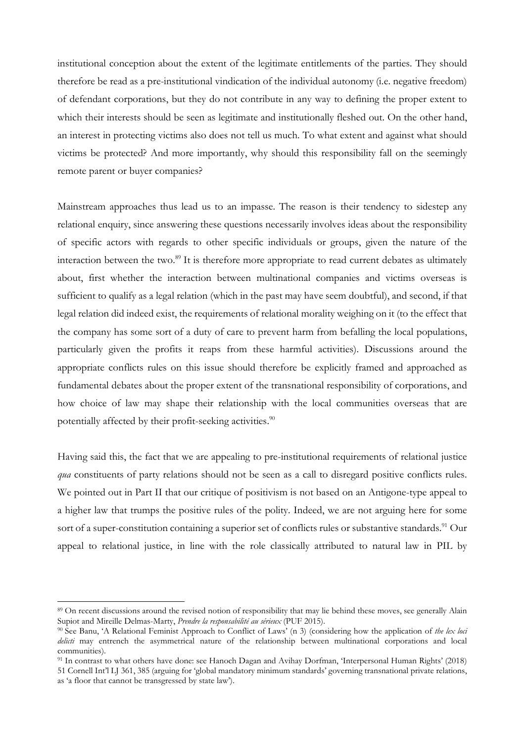institutional conception about the extent of the legitimate entitlements of the parties. They should therefore be read as a pre-institutional vindication of the individual autonomy (i.e. negative freedom) of defendant corporations, but they do not contribute in any way to defining the proper extent to which their interests should be seen as legitimate and institutionally fleshed out. On the other hand, an interest in protecting victims also does not tell us much. To what extent and against what should victims be protected? And more importantly, why should this responsibility fall on the seemingly remote parent or buyer companies?

Mainstream approaches thus lead us to an impasse. The reason is their tendency to sidestep any relational enquiry, since answering these questions necessarily involves ideas about the responsibility of specific actors with regards to other specific individuals or groups, given the nature of the interaction between the two.[89] It is therefore more appropriate to read current debates as ultimately about, first whether the interaction between multinational companies and victims overseas is sufficient to qualify as a legal relation (which in the past may have seem doubtful), and second, if that legal relation did indeed exist, the requirements of relational morality weighing on it (to the effect that the company has some sort of a duty of care to prevent harm from befalling the local populations, particularly given the profits it reaps from these harmful activities). Discussions around the appropriate conflicts rules on this issue should therefore be explicitly framed and approached as fundamental debates about the proper extent of the transnational responsibility of corporations, and how choice of law may shape their relationship with the local communities overseas that are potentially affected by their profit-seeking activities.[90]

Having said this, the fact that we are appealing to pre-institutional requirements of relational justice *qua* constituents of party relations should not be seen as a call to disregard positive conflicts rules. We pointed out in Part II that our critique of positivism is not based on an Antigone-type appeal to a higher law that trumps the positive rules of the polity. Indeed, we are not arguing here for some sort of a super-constitution containing a superior set of conflicts rules or substantive standards.[91] Our appeal to relational justice, in line with the role classically attributed to natural law in PIL by

---

[89] On recent discussions around the revised notion of responsibility that may lie behind these moves, see generally Alain Supiot and Mireille Delmas-Marty, *Prendre la responsabilité au sérieux* (PUF 2015).

[90] See Banu, 'A Relational Feminist Approach to Conflict of Laws' (n 3) (considering how the application of *the lex loci delicti* may entrench the asymmetrical nature of the relationship between multinational corporations and local communities).

[91] In contrast to what others have done: see Hanoch Dagan and Avihay Dorfman, 'Interpersonal Human Rights' (2018) 51 Cornell Int'l LJ 361, 385 (arguing for 'global mandatory minimum standards' governing transnational private relations, as 'a floor that cannot be transgressed by state law').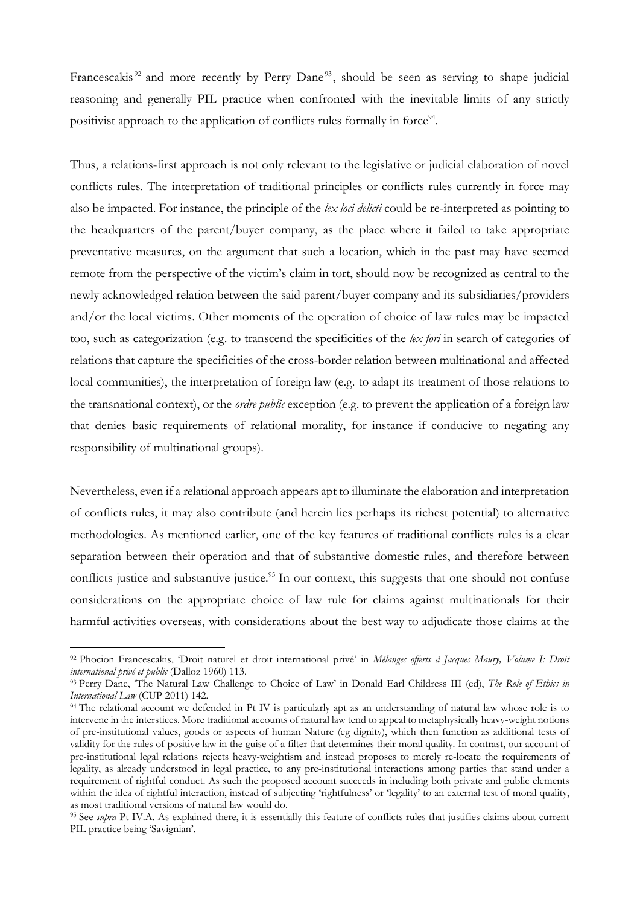Francescakis[92] and more recently by Perry Dane[93], should be seen as serving to shape judicial reasoning and generally PIL practice when confronted with the inevitable limits of any strictly positivist approach to the application of conflicts rules formally in force[94].

Thus, a relations-first approach is not only relevant to the legislative or judicial elaboration of novel conflicts rules. The interpretation of traditional principles or conflicts rules currently in force may also be impacted. For instance, the principle of the *lex loci delicti* could be re-interpreted as pointing to the headquarters of the parent/buyer company, as the place where it failed to take appropriate preventative measures, on the argument that such a location, which in the past may have seemed remote from the perspective of the victim's claim in tort, should now be recognized as central to the newly acknowledged relation between the said parent/buyer company and its subsidiaries/providers and/or the local victims. Other moments of the operation of choice of law rules may be impacted too, such as categorization (e.g. to transcend the specificities of the *lex fori* in search of categories of relations that capture the specificities of the cross-border relation between multinational and affected local communities), the interpretation of foreign law (e.g. to adapt its treatment of those relations to the transnational context), or the *ordre public* exception (e.g. to prevent the application of a foreign law that denies basic requirements of relational morality, for instance if conducive to negating any responsibility of multinational groups).

Nevertheless, even if a relational approach appears apt to illuminate the elaboration and interpretation of conflicts rules, it may also contribute (and herein lies perhaps its richest potential) to alternative methodologies. As mentioned earlier, one of the key features of traditional conflicts rules is a clear separation between their operation and that of substantive domestic rules, and therefore between conflicts justice and substantive justice.[95] In our context, this suggests that one should not confuse considerations on the appropriate choice of law rule for claims against multinationals for their harmful activities overseas, with considerations about the best way to adjudicate those claims at the

---

[92] Phocion Francescakis, 'Droit naturel et droit international privé' in *Mélanges offerts à Jacques Maury, Volume I: Droit international privé et public* (Dalloz 1960) 113.

[93] Perry Dane, 'The Natural Law Challenge to Choice of Law' in Donald Earl Childress III (ed), *The Role of Ethics in International Law* (CUP 2011) 142.

[94] The relational account we defended in Pt IV is particularly apt as an understanding of natural law whose role is to intervene in the interstices. More traditional accounts of natural law tend to appeal to metaphysically heavy-weight notions of pre-institutional values, goods or aspects of human Nature (eg dignity), which then function as additional tests of validity for the rules of positive law in the guise of a filter that determines their moral quality. In contrast, our account of pre-institutional legal relations rejects heavy-weightism and instead proposes to merely re-locate the requirements of legality, as already understood in legal practice, to any pre-institutional interactions among parties that stand under a requirement of rightful conduct. As such the proposed account succeeds in including both private and public elements within the idea of rightful interaction, instead of subjecting 'rightfulness' or 'legality' to an external test of moral quality, as most traditional versions of natural law would do.

[95] See *supra* Pt IV.A. As explained there, it is essentially this feature of conflicts rules that justifies claims about current PIL practice being 'Savignian'.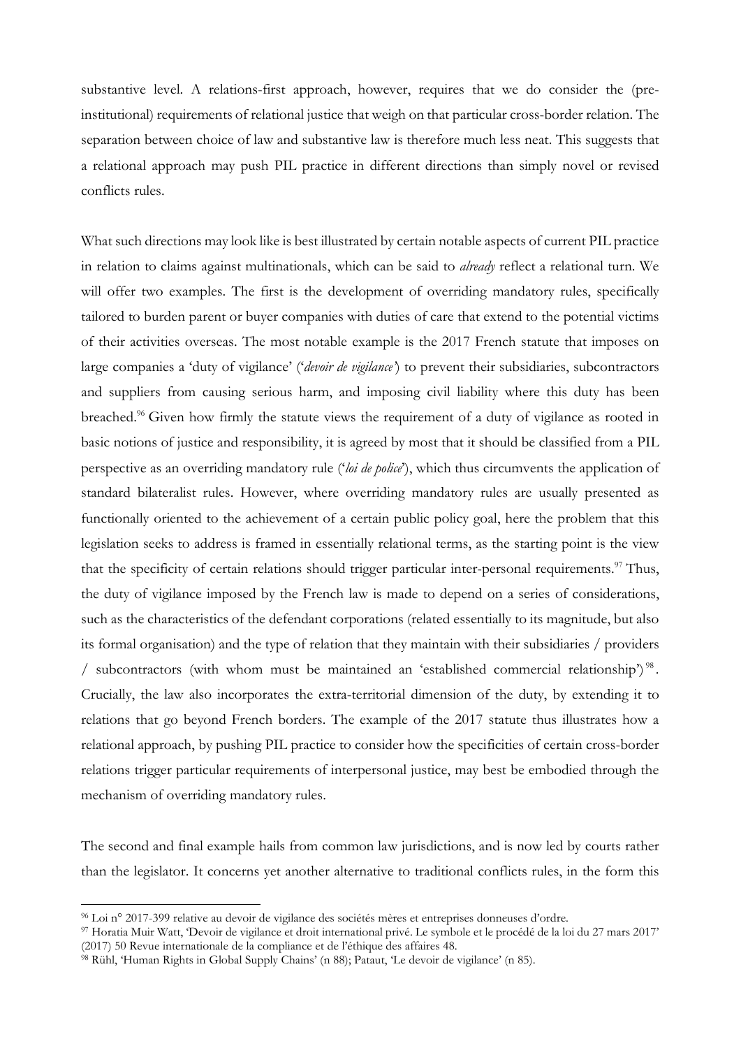substantive level. A relations-first approach, however, requires that we do consider the (pre-institutional) requirements of relational justice that weigh on that particular cross-border relation. The separation between choice of law and substantive law is therefore much less neat. This suggests that a relational approach may push PIL practice in different directions than simply novel or revised conflicts rules.

What such directions may look like is best illustrated by certain notable aspects of current PIL practice in relation to claims against multinationals, which can be said to *already* reflect a relational turn. We will offer two examples. The first is the development of overriding mandatory rules, specifically tailored to burden parent or buyer companies with duties of care that extend to the potential victims of their activities overseas. The most notable example is the 2017 French statute that imposes on large companies a 'duty of vigilance' ('*devoir de vigilance*') to prevent their subsidiaries, subcontractors and suppliers from causing serious harm, and imposing civil liability where this duty has been breached.[96] Given how firmly the statute views the requirement of a duty of vigilance as rooted in basic notions of justice and responsibility, it is agreed by most that it should be classified from a PIL perspective as an overriding mandatory rule ('*loi de police*'), which thus circumvents the application of standard bilateralist rules. However, where overriding mandatory rules are usually presented as functionally oriented to the achievement of a certain public policy goal, here the problem that this legislation seeks to address is framed in essentially relational terms, as the starting point is the view that the specificity of certain relations should trigger particular inter-personal requirements.[97] Thus, the duty of vigilance imposed by the French law is made to depend on a series of considerations, such as the characteristics of the defendant corporations (related essentially to its magnitude, but also its formal organisation) and the type of relation that they maintain with their subsidiaries / providers / subcontractors (with whom must be maintained an 'established commercial relationship')[98]. Crucially, the law also incorporates the extra-territorial dimension of the duty, by extending it to relations that go beyond French borders. The example of the 2017 statute thus illustrates how a relational approach, by pushing PIL practice to consider how the specificities of certain cross-border relations trigger particular requirements of interpersonal justice, may best be embodied through the mechanism of overriding mandatory rules.

The second and final example hails from common law jurisdictions, and is now led by courts rather than the legislator. It concerns yet another alternative to traditional conflicts rules, in the form this

---

[96] Loi n° 2017-399 relative au devoir de vigilance des sociétés mères et entreprises donneuses d'ordre.

[97] Horatia Muir Watt, 'Devoir de vigilance et droit international privé. Le symbole et le procédé de la loi du 27 mars 2017' (2017) 50 Revue internationale de la compliance et de l'éthique des affaires 48.

[98] Rühl, 'Human Rights in Global Supply Chains' (n 88); Pataut, 'Le devoir de vigilance' (n 85).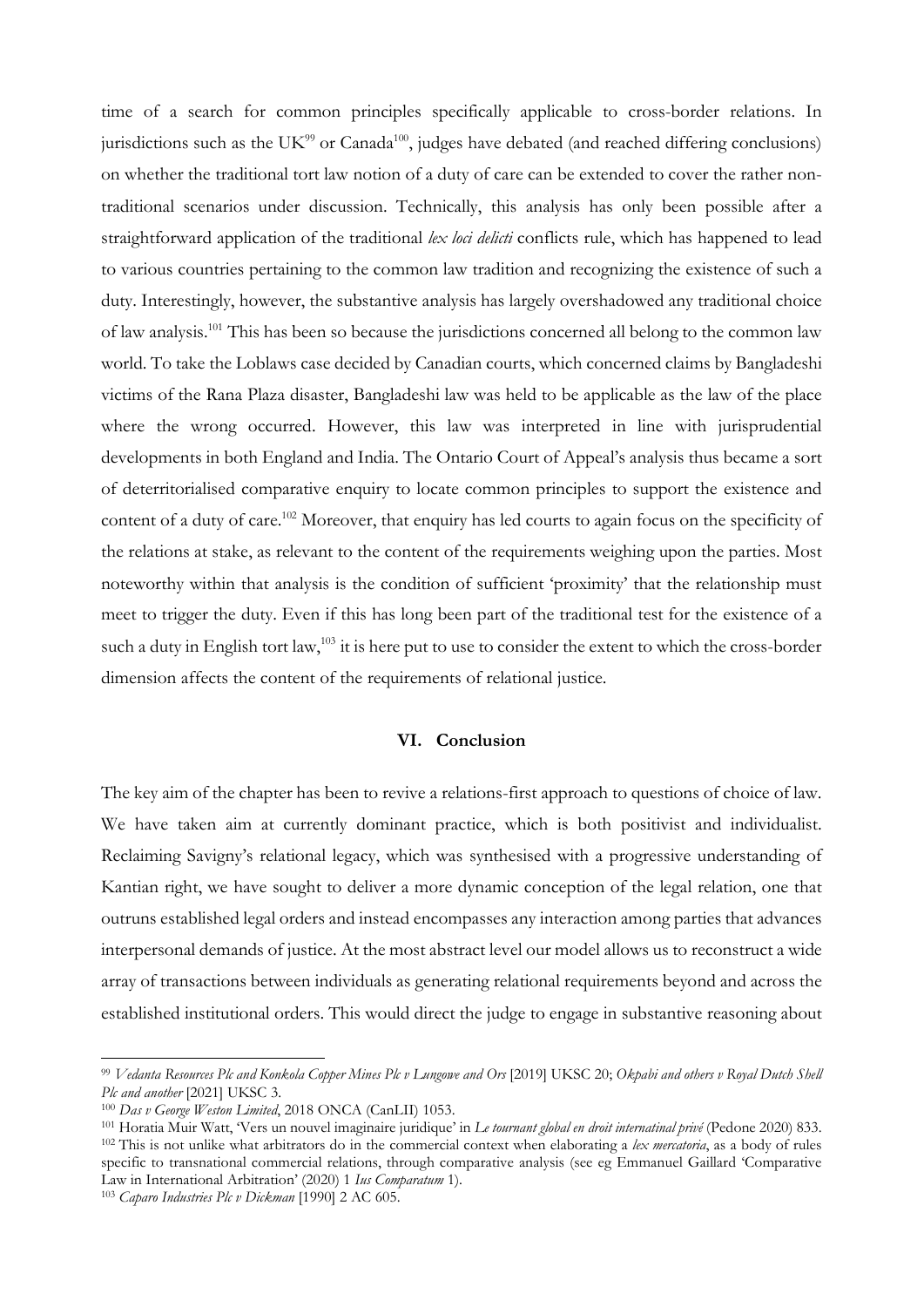time of a search for common principles specifically applicable to cross-border relations. In jurisdictions such as the UK[99] or Canada[100], judges have debated (and reached differing conclusions) on whether the traditional tort law notion of a duty of care can be extended to cover the rather non-traditional scenarios under discussion. Technically, this analysis has only been possible after a straightforward application of the traditional *lex loci delicti* conflicts rule, which has happened to lead to various countries pertaining to the common law tradition and recognizing the existence of such a duty. Interestingly, however, the substantive analysis has largely overshadowed any traditional choice of law analysis.[101] This has been so because the jurisdictions concerned all belong to the common law world. To take the Loblaws case decided by Canadian courts, which concerned claims by Bangladeshi victims of the Rana Plaza disaster, Bangladeshi law was held to be applicable as the law of the place where the wrong occurred. However, this law was interpreted in line with jurisprudential developments in both England and India. The Ontario Court of Appeal's analysis thus became a sort of deterritorialised comparative enquiry to locate common principles to support the existence and content of a duty of care.[102] Moreover, that enquiry has led courts to again focus on the specificity of the relations at stake, as relevant to the content of the requirements weighing upon the parties. Most noteworthy within that analysis is the condition of sufficient 'proximity' that the relationship must meet to trigger the duty. Even if this has long been part of the traditional test for the existence of a such a duty in English tort law,[103] it is here put to use to consider the extent to which the cross-border dimension affects the content of the requirements of relational justice.

## VI. Conclusion

The key aim of the chapter has been to revive a relations-first approach to questions of choice of law. We have taken aim at currently dominant practice, which is both positivist and individualist. Reclaiming Savigny's relational legacy, which was synthesised with a progressive understanding of Kantian right, we have sought to deliver a more dynamic conception of the legal relation, one that outruns established legal orders and instead encompasses any interaction among parties that advances interpersonal demands of justice. At the most abstract level our model allows us to reconstruct a wide array of transactions between individuals as generating relational requirements beyond and across the established institutional orders. This would direct the judge to engage in substantive reasoning about

---

[99] *Vedanta Resources Plc and Konkola Copper Mines Plc v Lungowe and Ors* [2019] UKSC 20; *Okpabi and others v Royal Dutch Shell Plc and another* [2021] UKSC 3.

[100] *Das v George Weston Limited*, 2018 ONCA (CanLII) 1053.

[101] Horatia Muir Watt, 'Vers un nouvel imaginaire juridique' in *Le tournant global en droit internatinal privé* (Pedone 2020) 833.

[102] This is not unlike what arbitrators do in the commercial context when elaborating a *lex mercatoria*, as a body of rules specific to transnational commercial relations, through comparative analysis (see eg Emmanuel Gaillard 'Comparative Law in International Arbitration' (2020) 1 *Ius Comparatum* 1).

[103] *Caparo Industries Plc v Dickman* [1990] 2 AC 605.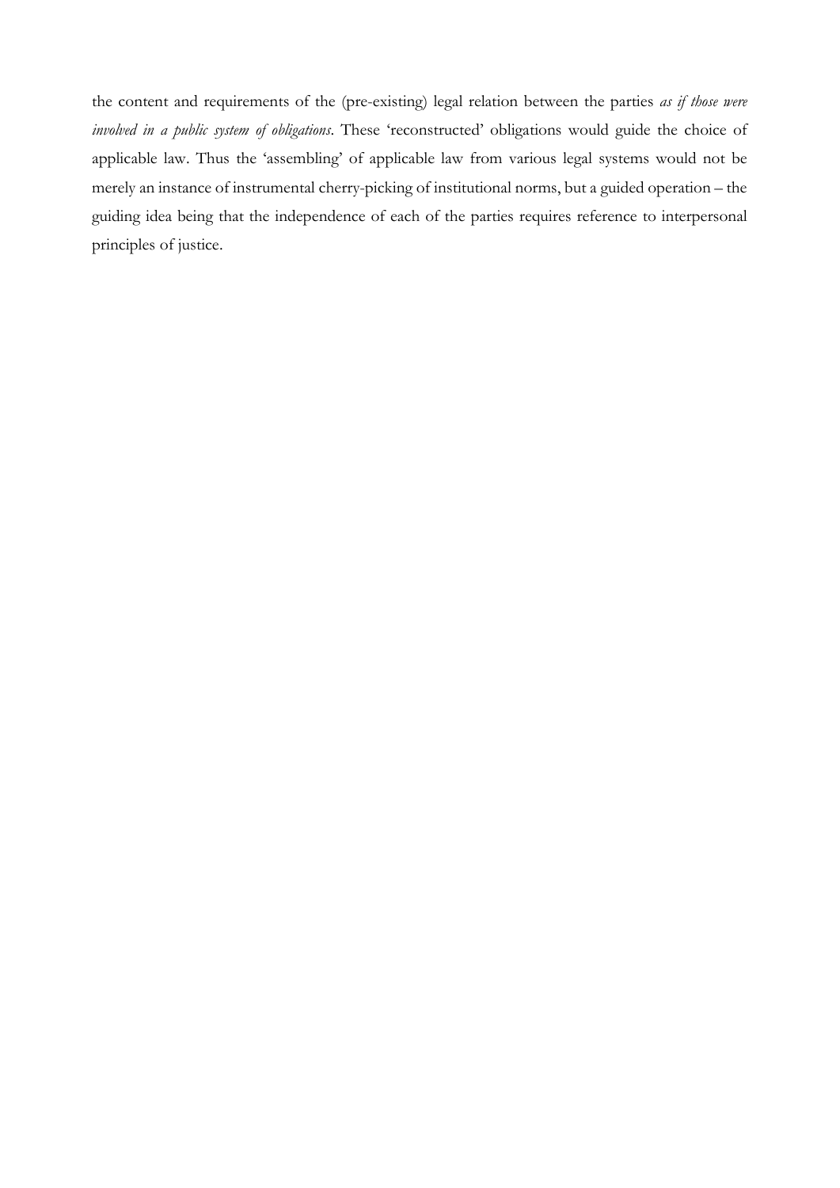the content and requirements of the (pre-existing) legal relation between the parties *as if those were involved in a public system of obligations*. These 'reconstructed' obligations would guide the choice of applicable law. Thus the 'assembling' of applicable law from various legal systems would not be merely an instance of instrumental cherry-picking of institutional norms, but a guided operation – the guiding idea being that the independence of each of the parties requires reference to interpersonal principles of justice.